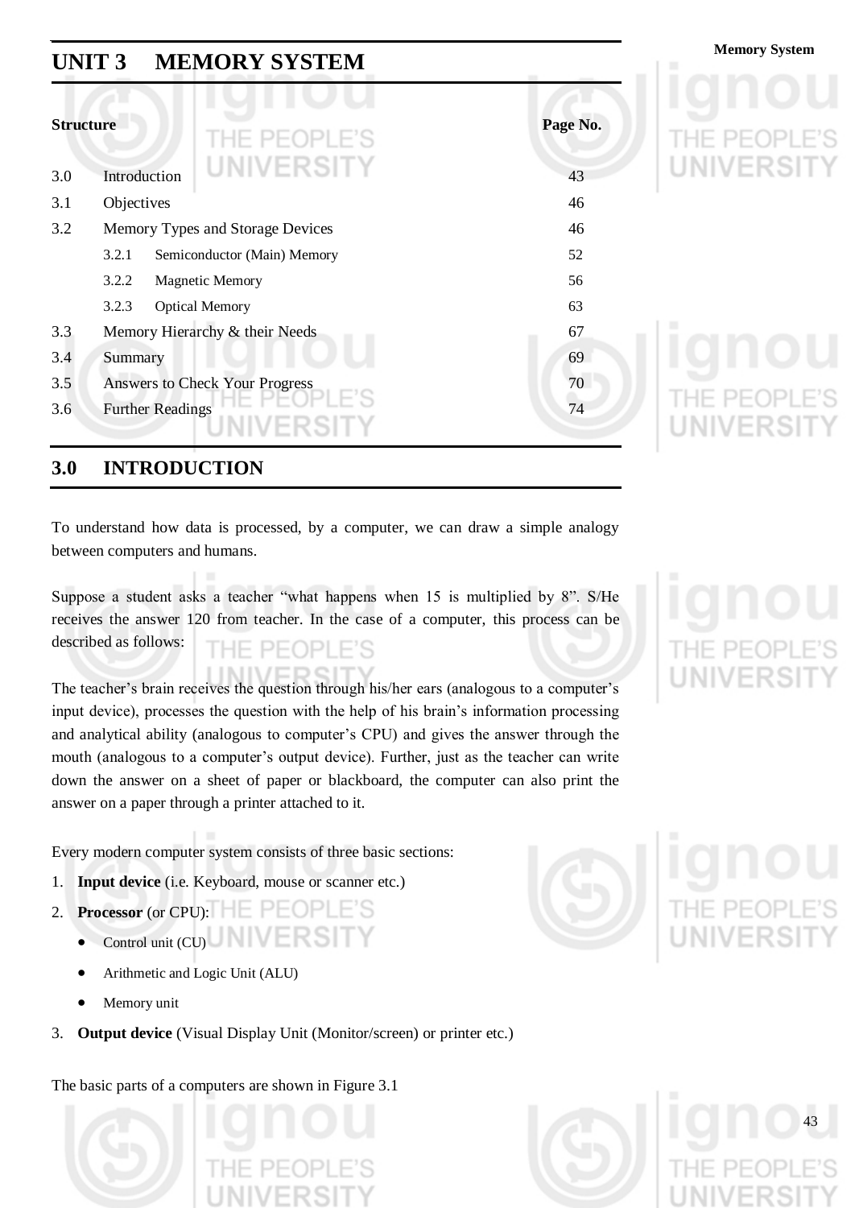# UNIT 3 MEMORY SYSTEM

| Structure | | Page No. |
|---|---|---|
| 3.0 | Introduction | 43 |
| 3.1 | Objectives | 46 |
| 3.2 | Memory Types and Storage Devices | 46 |
| | 3.2.1 Semiconductor (Main) Memory | 52 |
| | 3.2.2 Magnetic Memory | 56 |
| | 3.2.3 Optical Memory | 63 |
| 3.3 | Memory Hierarchy & their Needs | 67 |
| 3.4 | Summary | 69 |
| 3.5 | Answers to Check Your Progress | 70 |
| 3.6 | Further Readings | 74 |

## 3.0 INTRODUCTION

To understand how data is processed, by a computer, we can draw a simple analogy between computers and humans.

Suppose a student asks a teacher "what happens when 15 is multiplied by 8". S/He receives the answer 120 from teacher. In the case of a computer, this process can be described as follows:

The teacher's brain receives the question through his/her ears (analogous to a computer's input device), processes the question with the help of his brain's information processing and analytical ability (analogous to computer's CPU) and gives the answer through the mouth (analogous to a computer's output device). Further, just as the teacher can write down the answer on a sheet of paper or blackboard, the computer can also print the answer on a paper through a printer attached to it.

Every modern computer system consists of three basic sections:

1. **Input device** (i.e. Keyboard, mouse or scanner etc.)
2. **Processor** (or CPU):
   - Control unit (CU)
   - Arithmetic and Logic Unit (ALU)
   - Memory unit
3. **Output device** (Visual Display Unit (Monitor/screen) or printer etc.)

The basic parts of a computers are shown in Figure 3.1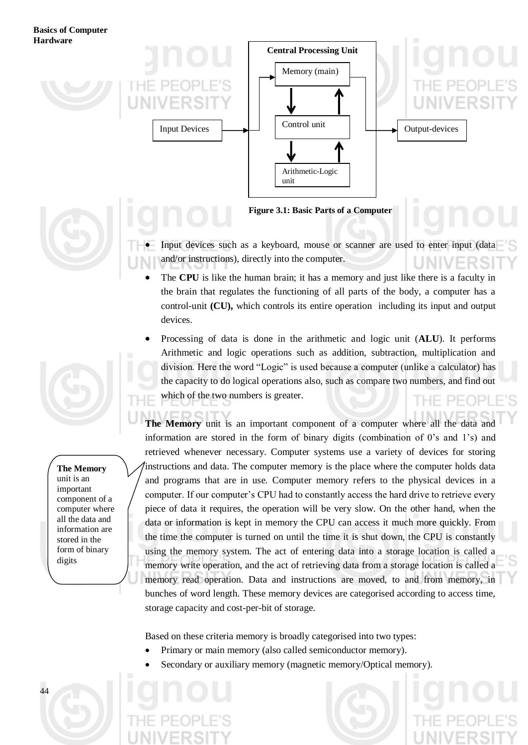Central Processing Unit

Memory (main)

Control unit

Arithmetic-Logic unit

Input Devices

Output-devices

**Figure 3.1: Basic Parts of a Computer**

- Input devices such as a keyboard, mouse or scanner are used to enter input (data and/or instructions), directly into the computer.
- The **CPU** is like the human brain; it has a memory and just like there is a faculty in the brain that regulates the functioning of all parts of the body, a computer has a control-unit **(CU),** which controls its entire operation including its input and output devices.
- Processing of data is done in the arithmetic and logic unit (**ALU**). It performs Arithmetic and logic operations such as addition, subtraction, multiplication and division. Here the word "Logic" is used because a computer (unlike a calculator) has the capacity to do logical operations also, such as compare two numbers, and find out which of the two numbers is greater.

**The Memory** unit is an important component of a computer where all the data and information are stored in the form of binary digits (combination of 0's and 1's) and retrieved whenever necessary. Computer systems use a variety of devices for storing instructions and data. The computer memory is the place where the computer holds data and programs that are in use. Computer memory refers to the physical devices in a computer. If our computer's CPU had to constantly access the hard drive to retrieve every piece of data it requires, the operation will be very slow. On the other hand, when the data or information is kept in memory the CPU can access it much more quickly. From the time the computer is turned on until the time it is shut down, the CPU is constantly using the memory system. The act of entering data into a storage location is called a memory write operation, and the act of retrieving data from a storage location is called a memory read operation. Data and instructions are moved, to and from memory, in bunches of word length. These memory devices are categorised according to access time, storage capacity and cost-per-bit of storage.

> **The Memory** unit is an important component of a computer where all the data and information are stored in the form of binary digits

Based on these criteria memory is broadly categorised into two types:

- Primary or main memory (also called semiconductor memory).
- Secondary or auxiliary memory (magnetic memory/Optical memory).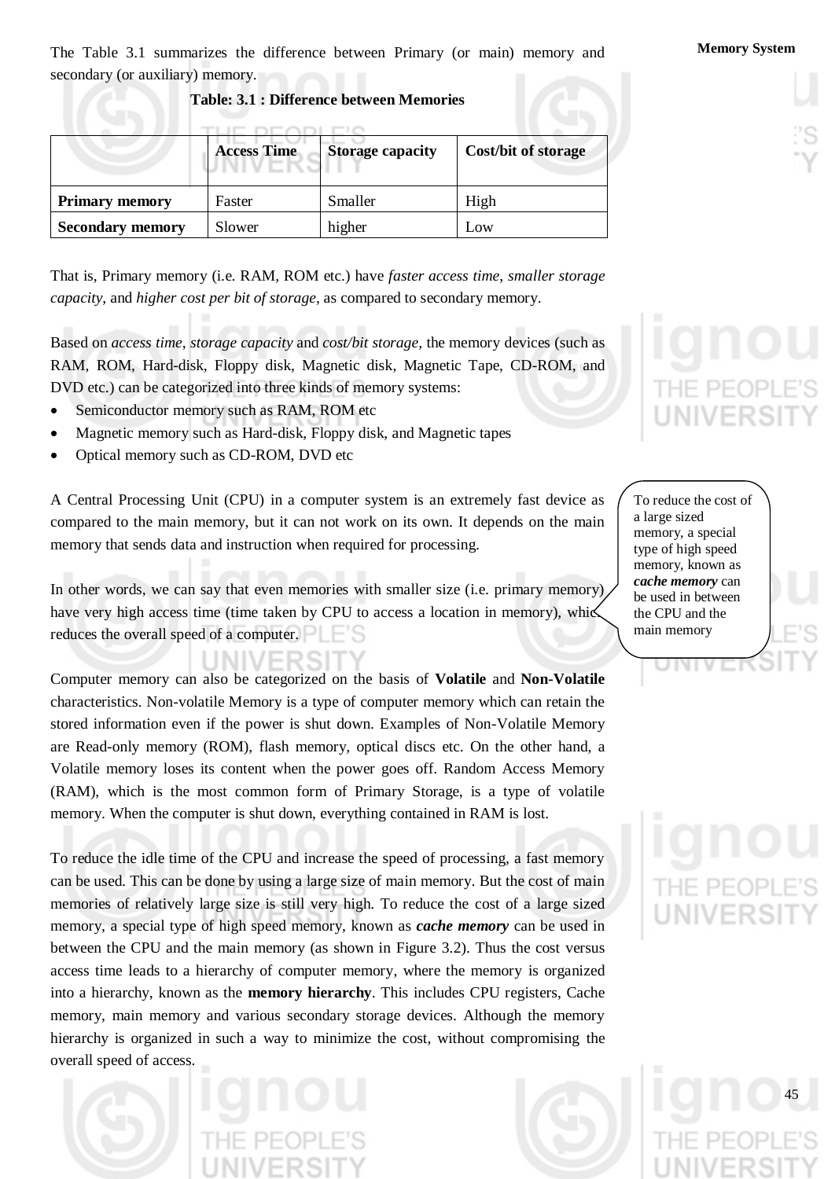The Table 3.1 summarizes the difference between Primary (or main) memory and secondary (or auxiliary) memory.

**Table: 3.1 : Difference between Memories**

| | **Access Time** | **Storage capacity** | **Cost/bit of storage** |
|---|---|---|---|
| **Primary memory** | Faster | Smaller | High |
| **Secondary memory** | Slower | higher | Low |

That is, Primary memory (i.e. RAM, ROM etc.) have *faster access time*, *smaller storage capacity*, and *higher cost per bit of storage*, as compared to secondary memory.

Based on *access time*, *storage capacity* and *cost/bit storage*, the memory devices (such as RAM, ROM, Hard-disk, Floppy disk, Magnetic disk, Magnetic Tape, CD-ROM, and DVD etc.) can be categorized into three kinds of memory systems:

- Semiconductor memory such as RAM, ROM etc
- Magnetic memory such as Hard-disk, Floppy disk, and Magnetic tapes
- Optical memory such as CD-ROM, DVD etc

A Central Processing Unit (CPU) in a computer system is an extremely fast device as compared to the main memory, but it can not work on its own. It depends on the main memory that sends data and instruction when required for processing.

In other words, we can say that even memories with smaller size (i.e. primary memory) have very high access time (time taken by CPU to access a location in memory), which reduces the overall speed of a computer.

> To reduce the cost of a large sized memory, a special type of high speed memory, known as ***cache memory*** can be used in between the CPU and the main memory

Computer memory can also be categorized on the basis of **Volatile** and **Non-Volatile** characteristics. Non-volatile Memory is a type of computer memory which can retain the stored information even if the power is shut down. Examples of Non-Volatile Memory are Read-only memory (ROM), flash memory, optical discs etc. On the other hand, a Volatile memory loses its content when the power goes off. Random Access Memory (RAM), which is the most common form of Primary Storage, is a type of volatile memory. When the computer is shut down, everything contained in RAM is lost.

To reduce the idle time of the CPU and increase the speed of processing, a fast memory can be used. This can be done by using a large size of main memory. But the cost of main memories of relatively large size is still very high. To reduce the cost of a large sized memory, a special type of high speed memory, known as ***cache memory*** can be used in between the CPU and the main memory (as shown in Figure 3.2). Thus the cost versus access time leads to a hierarchy of computer memory, where the memory is organized into a hierarchy, known as the **memory hierarchy**. This includes CPU registers, Cache memory, main memory and various secondary storage devices. Although the memory hierarchy is organized in such a way to minimize the cost, without compromising the overall speed of access.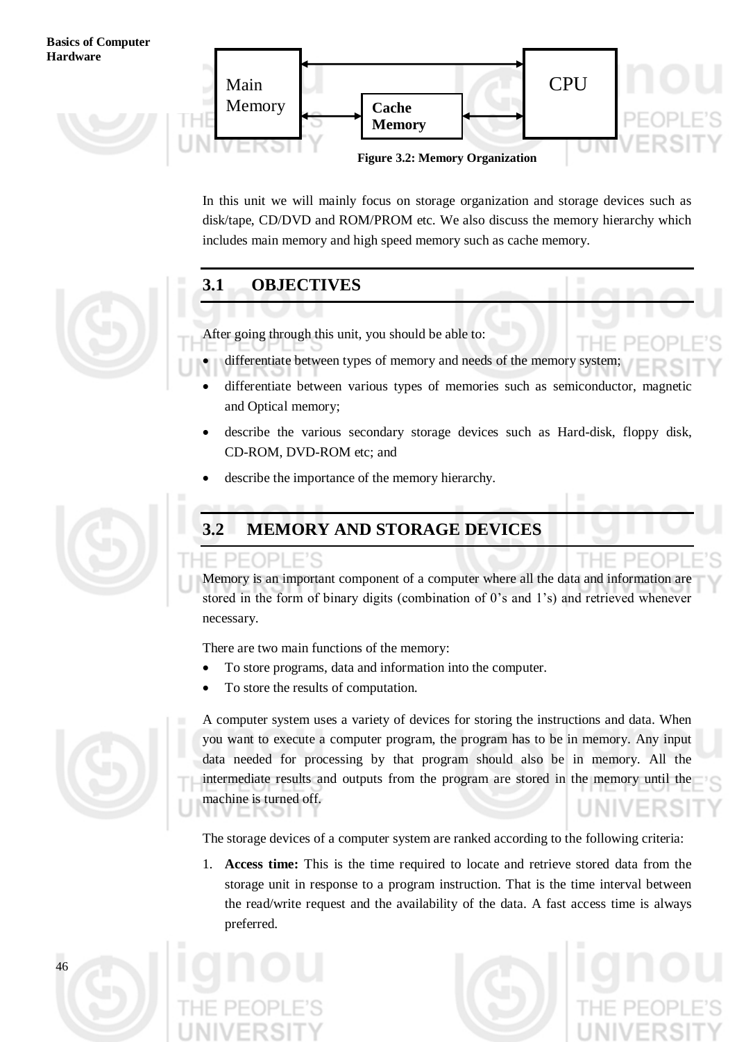Figure 3.2: Memory Organization

In this unit we will mainly focus on storage organization and storage devices such as disk/tape, CD/DVD and ROM/PROM etc. We also discuss the memory hierarchy which includes main memory and high speed memory such as cache memory.

## 3.1 OBJECTIVES

After going through this unit, you should be able to:

- differentiate between types of memory and needs of the memory system;
- differentiate between various types of memories such as semiconductor, magnetic and Optical memory;
- describe the various secondary storage devices such as Hard-disk, floppy disk, CD-ROM, DVD-ROM etc; and
- describe the importance of the memory hierarchy.

## 3.2 MEMORY AND STORAGE DEVICES

Memory is an important component of a computer where all the data and information are stored in the form of binary digits (combination of 0's and 1's) and retrieved whenever necessary.

There are two main functions of the memory:

- To store programs, data and information into the computer.
- To store the results of computation.

A computer system uses a variety of devices for storing the instructions and data. When you want to execute a computer program, the program has to be in memory. Any input data needed for processing by that program should also be in memory. All the intermediate results and outputs from the program are stored in the memory until the machine is turned off.

The storage devices of a computer system are ranked according to the following criteria:

1. **Access time:** This is the time required to locate and retrieve stored data from the storage unit in response to a program instruction. That is the time interval between the read/write request and the availability of the data. A fast access time is always preferred.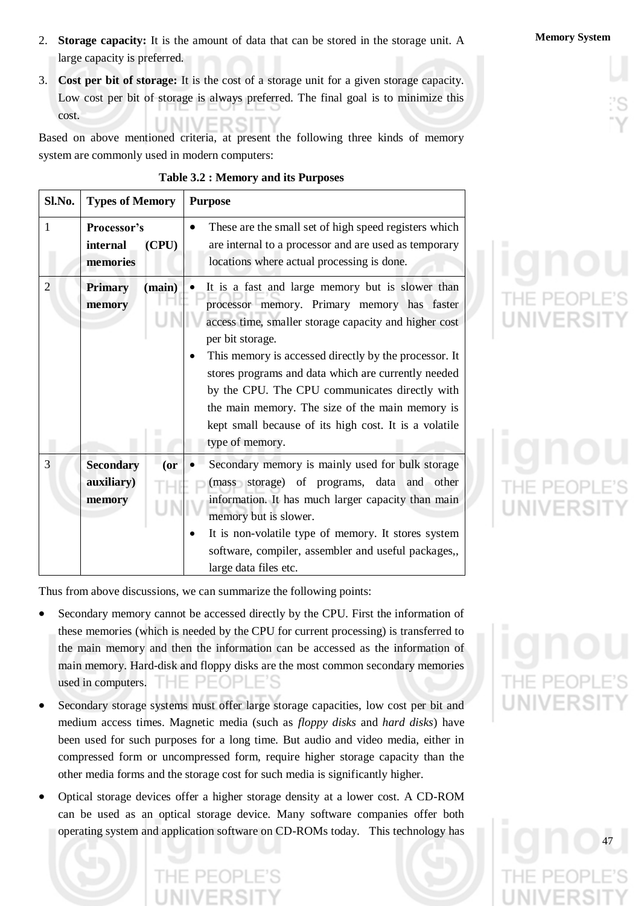2. **Storage capacity:** It is the amount of data that can be stored in the storage unit. A large capacity is preferred.

3. **Cost per bit of storage:** It is the cost of a storage unit for a given storage capacity. Low cost per bit of storage is always preferred. The final goal is to minimize this cost.

Based on above mentioned criteria, at present the following three kinds of memory system are commonly used in modern computers:

**Table 3.2 : Memory and its Purposes**

| Sl.No. | Types of Memory | Purpose |
|---|---|---|
| 1 | **Processor's internal (CPU) memories** | • These are the small set of high speed registers which are internal to a processor and are used as temporary locations where actual processing is done. |
| 2 | **Primary (main) memory** | • It is a fast and large memory but is slower than processor memory. Primary memory has faster access time, smaller storage capacity and higher cost per bit storage. <br> • This memory is accessed directly by the processor. It stores programs and data which are currently needed by the CPU. The CPU communicates directly with the main memory. The size of the main memory is kept small because of its high cost. It is a volatile type of memory. |
| 3 | **Secondary (or auxiliary) memory** | • Secondary memory is mainly used for bulk storage (mass storage) of programs, data and other information. It has much larger capacity than main memory but is slower. <br> • It is non-volatile type of memory. It stores system software, compiler, assembler and useful packages,, large data files etc. |

Thus from above discussions, we can summarize the following points:

- Secondary memory cannot be accessed directly by the CPU. First the information of these memories (which is needed by the CPU for current processing) is transferred to the main memory and then the information can be accessed as the information of main memory. Hard-disk and floppy disks are the most common secondary memories used in computers.
- Secondary storage systems must offer large storage capacities, low cost per bit and medium access times. Magnetic media (such as *floppy disks* and *hard disks*) have been used for such purposes for a long time. But audio and video media, either in compressed form or uncompressed form, require higher storage capacity than the other media forms and the storage cost for such media is significantly higher.
- Optical storage devices offer a higher storage density at a lower cost. A CD-ROM can be used as an optical storage device. Many software companies offer both operating system and application software on CD-ROMs today. This technology has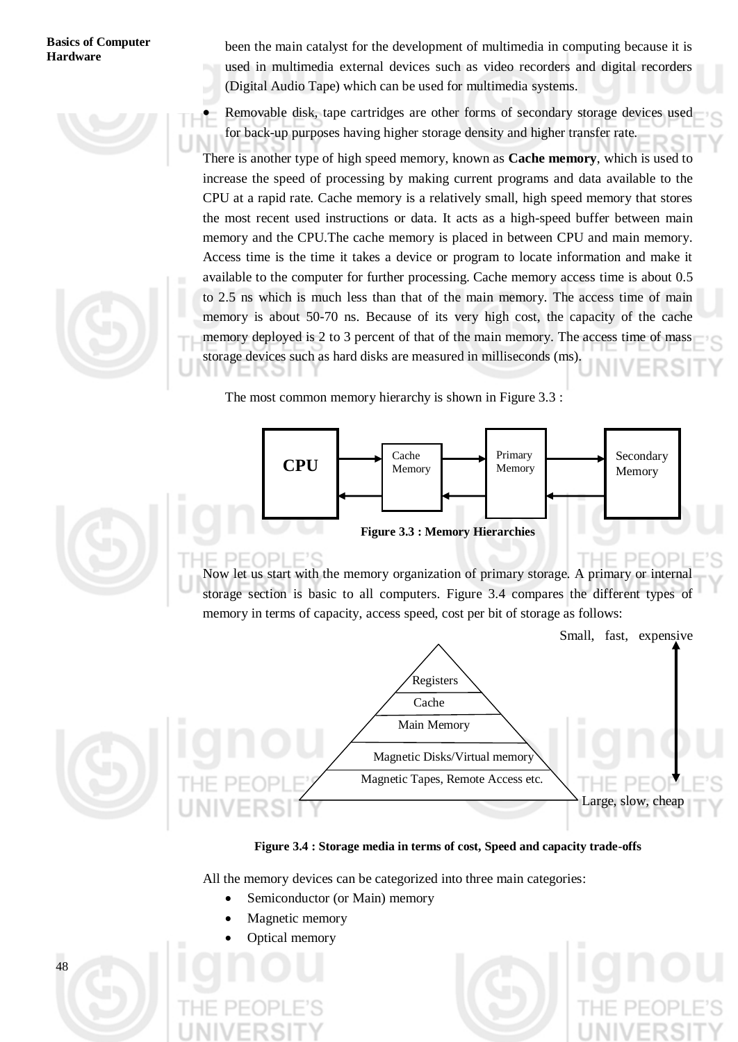been the main catalyst for the development of multimedia in computing because it is used in multimedia external devices such as video recorders and digital recorders (Digital Audio Tape) which can be used for multimedia systems.

- Removable disk, tape cartridges are other forms of secondary storage devices used for back-up purposes having higher storage density and higher transfer rate.

There is another type of high speed memory, known as **Cache memory**, which is used to increase the speed of processing by making current programs and data available to the CPU at a rapid rate. Cache memory is a relatively small, high speed memory that stores the most recent used instructions or data. It acts as a high-speed buffer between main memory and the CPU.The cache memory is placed in between CPU and main memory. Access time is the time it takes a device or program to locate information and make it available to the computer for further processing. Cache memory access time is about 0.5 to 2.5 ns which is much less than that of the main memory. The access time of main memory is about 50-70 ns. Because of its very high cost, the capacity of the cache memory deployed is 2 to 3 percent of that of the main memory. The access time of mass storage devices such as hard disks are measured in milliseconds (ms).

The most common memory hierarchy is shown in Figure 3.3 :

CPU ⇄ Cache Memory ⇄ Primary Memory ⇄ Secondary Memory

**Figure 3.3 : Memory Hierarchies**

Now let us start with the memory organization of primary storage. A primary or internal storage section is basic to all computers. Figure 3.4 compares the different types of memory in terms of capacity, access speed, cost per bit of storage as follows:

Small, fast, expensive

- Registers
- Cache
- Main Memory
- Magnetic Disks/Virtual memory
- Magnetic Tapes, Remote Access etc.

Large, slow, cheap

**Figure 3.4 : Storage media in terms of cost, Speed and capacity trade-offs**

All the memory devices can be categorized into three main categories:

- Semiconductor (or Main) memory
- Magnetic memory
- Optical memory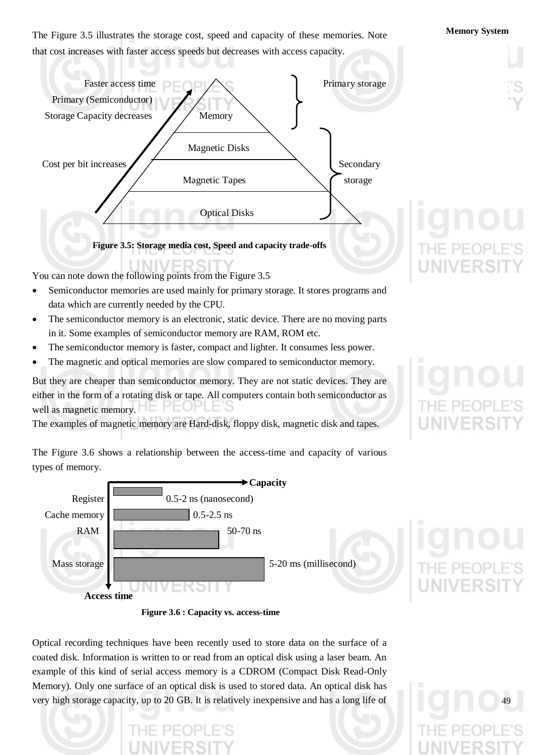The Figure 3.5 illustrates the storage cost, speed and capacity of these memories. Note that cost increases with faster access speeds but decreases with access capacity.

Faster access time
Primary (Semiconductor)
Storage Capacity decreases
Cost per bit increases

Memory
Magnetic Disks
Magnetic Tapes
Optical Disks

Primary storage
Secondary storage

**Figure 3.5: Storage media cost, Speed and capacity trade-offs**

You can note down the following points from the Figure 3.5

- Semiconductor memories are used mainly for primary storage. It stores programs and data which are currently needed by the CPU.
- The semiconductor memory is an electronic, static device. There are no moving parts in it. Some examples of semiconductor memory are RAM, ROM etc.
- The semiconductor memory is faster, compact and lighter. It consumes less power.
- The magnetic and optical memories are slow compared to semiconductor memory.

But they are cheaper than semiconductor memory. They are not static devices. They are either in the form of a rotating disk or tape. All computers contain both semiconductor as well as magnetic memory.

The examples of magnetic memory are Hard-disk, floppy disk, magnetic disk and tapes.

The Figure 3.6 shows a relationship between the access-time and capacity of various types of memory.

Capacity

Register — 0.5-2 ns (nanosecond)
Cache memory — 0.5-2.5 ns
RAM — 50-70 ns
Mass storage — 5-20 ms (millisecond)

Access time

**Figure 3.6 : Capacity vs. access-time**

Optical recording techniques have been recently used to store data on the surface of a coated disk. Information is written to or read from an optical disk using a laser beam. An example of this kind of serial access memory is a CDROM (Compact Disk Read-Only Memory). Only one surface of an optical disk is used to stored data. An optical disk has very high storage capacity, up to 20 GB. It is relatively inexpensive and has a long life of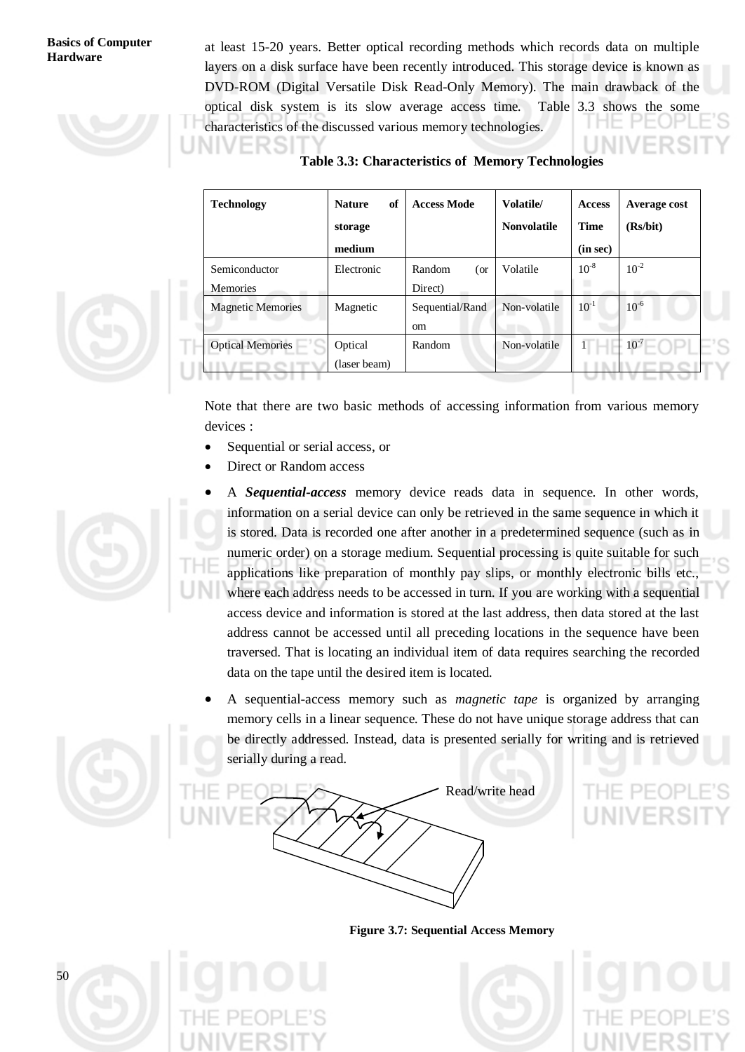at least 15-20 years. Better optical recording methods which records data on multiple layers on a disk surface have been recently introduced. This storage device is known as DVD-ROM (Digital Versatile Disk Read-Only Memory). The main drawback of the optical disk system is its slow average access time. Table 3.3 shows the some characteristics of the discussed various memory technologies.

**Table 3.3: Characteristics of Memory Technologies**

| **Technology** | **Nature of storage medium** | **Access Mode** | **Volatile/ Nonvolatile** | **Access Time (in sec)** | **Average cost (Rs/bit)** |
|---|---|---|---|---|---|
| Semiconductor Memories | Electronic | Random (or Direct) | Volatile | $10^{-8}$ | $10^{-2}$ |
| Magnetic Memories | Magnetic | Sequential/Random | Non-volatile | $10^{-1}$ | $10^{-6}$ |
| Optical Memories | Optical (laser beam) | Random | Non-volatile | 1 | $10^{-7}$ |

Note that there are two basic methods of accessing information from various memory devices :

- Sequential or serial access, or
- Direct or Random access

- A ***Sequential-access*** memory device reads data in sequence. In other words, information on a serial device can only be retrieved in the same sequence in which it is stored. Data is recorded one after another in a predetermined sequence (such as in numeric order) on a storage medium. Sequential processing is quite suitable for such applications like preparation of monthly pay slips, or monthly electronic bills etc., where each address needs to be accessed in turn. If you are working with a sequential access device and information is stored at the last address, then data stored at the last address cannot be accessed until all preceding locations in the sequence have been traversed. That is locating an individual item of data requires searching the recorded data on the tape until the desired item is located.

- A sequential-access memory such as *magnetic tape* is organized by arranging memory cells in a linear sequence. These do not have unique storage address that can be directly addressed. Instead, data is presented serially for writing and is retrieved serially during a read.

Read/write head

**Figure 3.7: Sequential Access Memory**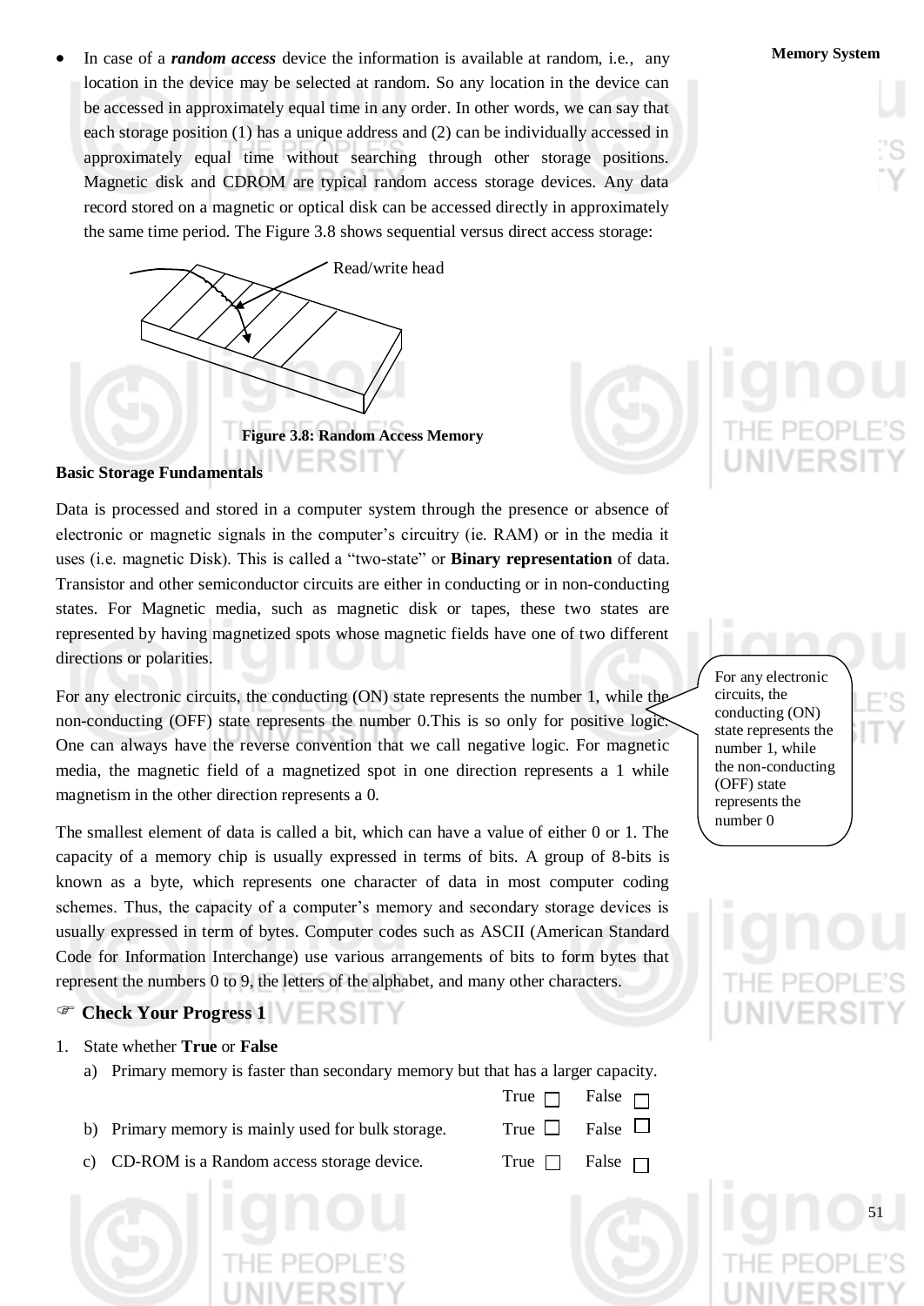- In case of a ***random access*** device the information is available at random, i.e., any location in the device may be selected at random. So any location in the device can be accessed in approximately equal time in any order. In other words, we can say that each storage position (1) has a unique address and (2) can be individually accessed in approximately equal time without searching through other storage positions. Magnetic disk and CDROM are typical random access storage devices. Any data record stored on a magnetic or optical disk can be accessed directly in approximately the same time period. The Figure 3.8 shows sequential versus direct access storage:

Read/write head

**Figure 3.8: Random Access Memory**

**Basic Storage Fundamentals**

Data is processed and stored in a computer system through the presence or absence of electronic or magnetic signals in the computer's circuitry (ie. RAM) or in the media it uses (i.e. magnetic Disk). This is called a "two-state" or **Binary representation** of data. Transistor and other semiconductor circuits are either in conducting or in non-conducting states. For Magnetic media, such as magnetic disk or tapes, these two states are represented by having magnetized spots whose magnetic fields have one of two different directions or polarities.

For any electronic circuits, the conducting (ON) state represents the number 1, while the non-conducting (OFF) state represents the number 0.This is so only for positive logic. One can always have the reverse convention that we call negative logic. For magnetic media, the magnetic field of a magnetized spot in one direction represents a 1 while magnetism in the other direction represents a 0.

> For any electronic circuits, the conducting (ON) state represents the number 1, while the non-conducting (OFF) state represents the number 0

The smallest element of data is called a bit, which can have a value of either 0 or 1. The capacity of a memory chip is usually expressed in terms of bits. A group of 8-bits is known as a byte, which represents one character of data in most computer coding schemes. Thus, the capacity of a computer's memory and secondary storage devices is usually expressed in term of bytes. Computer codes such as ASCII (American Standard Code for Information Interchange) use various arrangements of bits to form bytes that represent the numbers 0 to 9, the letters of the alphabet, and many other characters.

☞ **Check Your Progress 1**

1. State whether **True** or **False**

   a) Primary memory is faster than secondary memory but that has a larger capacity. True ☐ False ☐

   b) Primary memory is mainly used for bulk storage. True ☐ False ☐

   c) CD-ROM is a Random access storage device. True ☐ False ☐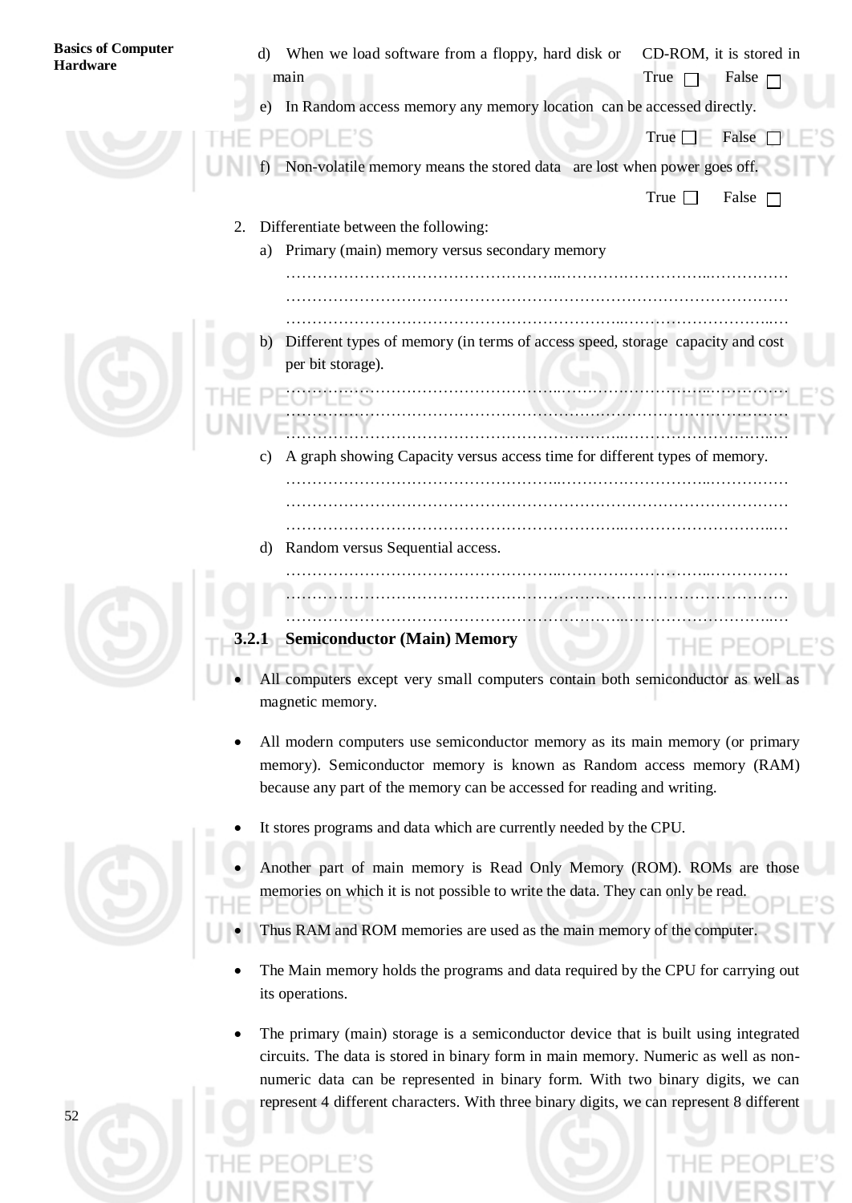d) When we load software from a floppy, hard disk or CD-ROM, it is stored in main  True ☐ False ☐

e) In Random access memory any memory location can be accessed directly.  True ☐ False ☐

f) Non-volatile memory means the stored data are lost when power goes off.  True ☐ False ☐

2. Differentiate between the following:

   a) Primary (main) memory versus secondary memory

   …………………………………………………………………………………………
   …………………………………………………………………………………………
   …………………………………………………………………………………………

   b) Different types of memory (in terms of access speed, storage capacity and cost per bit storage).

   …………………………………………………………………………………………
   …………………………………………………………………………………………
   …………………………………………………………………………………………

   c) A graph showing Capacity versus access time for different types of memory.

   …………………………………………………………………………………………
   …………………………………………………………………………………………
   …………………………………………………………………………………………

   d) Random versus Sequential access.

   …………………………………………………………………………………………
   …………………………………………………………………………………………
   …………………………………………………………………………………………

### 3.2.1 Semiconductor (Main) Memory

- All computers except very small computers contain both semiconductor as well as magnetic memory.

- All modern computers use semiconductor memory as its main memory (or primary memory). Semiconductor memory is known as Random access memory (RAM) because any part of the memory can be accessed for reading and writing.

- It stores programs and data which are currently needed by the CPU.

- Another part of main memory is Read Only Memory (ROM). ROMs are those memories on which it is not possible to write the data. They can only be read.

- Thus RAM and ROM memories are used as the main memory of the computer.

- The Main memory holds the programs and data required by the CPU for carrying out its operations.

- The primary (main) storage is a semiconductor device that is built using integrated circuits. The data is stored in binary form in main memory. Numeric as well as non-numeric data can be represented in binary form. With two binary digits, we can represent 4 different characters. With three binary digits, we can represent 8 different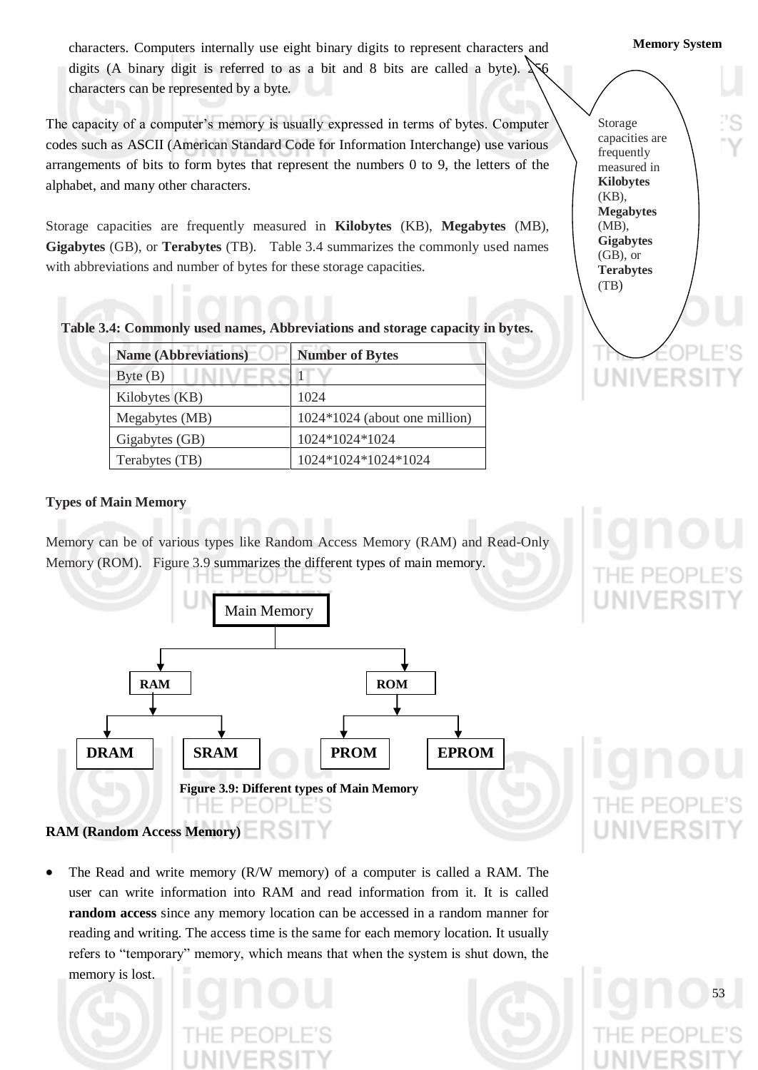characters. Computers internally use eight binary digits to represent characters and digits (A binary digit is referred to as a bit and 8 bits are called a byte). 256 characters can be represented by a byte.

The capacity of a computer's memory is usually expressed in terms of bytes. Computer codes such as ASCII (American Standard Code for Information Interchange) use various arrangements of bits to form bytes that represent the numbers 0 to 9, the letters of the alphabet, and many other characters.

Storage capacities are frequently measured in **Kilobytes** (KB), **Megabytes** (MB), **Gigabytes** (GB), or **Terabytes** (TB). Table 3.4 summarizes the commonly used names with abbreviations and number of bytes for these storage capacities.

> Storage capacities are frequently measured in **Kilobytes** (KB), **Megabytes** (MB), **Gigabytes** (GB), or **Terabytes** (TB)

**Table 3.4: Commonly used names, Abbreviations and storage capacity in bytes.**

| Name (Abbreviations) | Number of Bytes |
|---|---|
| Byte (B) | 1 |
| Kilobytes (KB) | 1024 |
| Megabytes (MB) | 1024*1024 (about one million) |
| Gigabytes (GB) | 1024*1024*1024 |
| Terabytes (TB) | 1024*1024*1024*1024 |

### Types of Main Memory

Memory can be of various types like Random Access Memory (RAM) and Read-Only Memory (ROM). Figure 3.9 summarizes the different types of main memory.

```
                Main Memory
                     |
        +------------+------------+
        |                         |
       RAM                       ROM
        |                         |
   +----+----+               +----+----+
   |         |               |         |
 DRAM      SRAM            PROM      EPROM
```

**Figure 3.9: Different types of Main Memory**

### RAM (Random Access Memory)

- The Read and write memory (R/W memory) of a computer is called a RAM. The user can write information into RAM and read information from it. It is called **random access** since any memory location can be accessed in a random manner for reading and writing. The access time is the same for each memory location. It usually refers to "temporary" memory, which means that when the system is shut down, the memory is lost.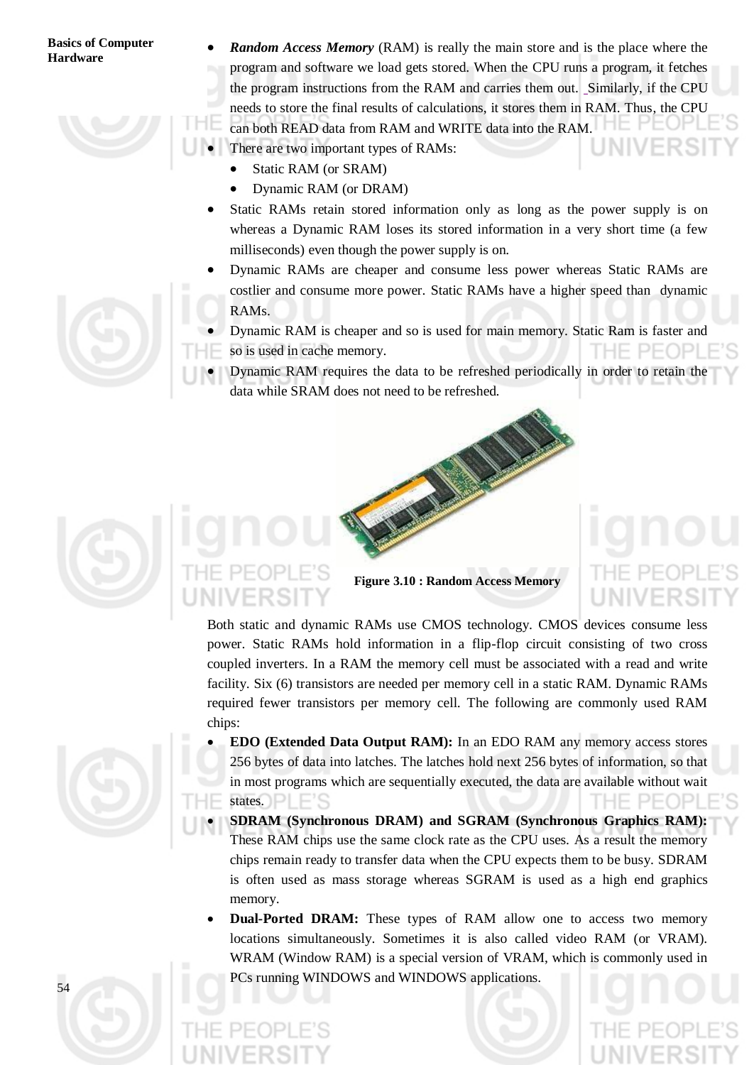- ***Random Access Memory*** (RAM) is really the main store and is the place where the program and software we load gets stored. When the CPU runs a program, it fetches the program instructions from the RAM and carries them out. Similarly, if the CPU needs to store the final results of calculations, it stores them in RAM. Thus, the CPU can both READ data from RAM and WRITE data into the RAM.
- There are two important types of RAMs:
  - Static RAM (or SRAM)
  - Dynamic RAM (or DRAM)
- Static RAMs retain stored information only as long as the power supply is on whereas a Dynamic RAM loses its stored information in a very short time (a few milliseconds) even though the power supply is on.
- Dynamic RAMs are cheaper and consume less power whereas Static RAMs are costlier and consume more power. Static RAMs have a higher speed than dynamic RAMs.
- Dynamic RAM is cheaper and so is used for main memory. Static Ram is faster and so is used in cache memory.
- Dynamic RAM requires the data to be refreshed periodically in order to retain the data while SRAM does not need to be refreshed.

**Figure 3.10 : Random Access Memory**

Both static and dynamic RAMs use CMOS technology. CMOS devices consume less power. Static RAMs hold information in a flip-flop circuit consisting of two cross coupled inverters. In a RAM the memory cell must be associated with a read and write facility. Six (6) transistors are needed per memory cell in a static RAM. Dynamic RAMs required fewer transistors per memory cell. The following are commonly used RAM chips:

- **EDO (Extended Data Output RAM):** In an EDO RAM any memory access stores 256 bytes of data into latches. The latches hold next 256 bytes of information, so that in most programs which are sequentially executed, the data are available without wait states.
- **SDRAM (Synchronous DRAM) and SGRAM (Synchronous Graphics RAM):** These RAM chips use the same clock rate as the CPU uses. As a result the memory chips remain ready to transfer data when the CPU expects them to be busy. SDRAM is often used as mass storage whereas SGRAM is used as a high end graphics memory.
- **Dual-Ported DRAM:** These types of RAM allow one to access two memory locations simultaneously. Sometimes it is also called video RAM (or VRAM). WRAM (Window RAM) is a special version of VRAM, which is commonly used in PCs running WINDOWS and WINDOWS applications.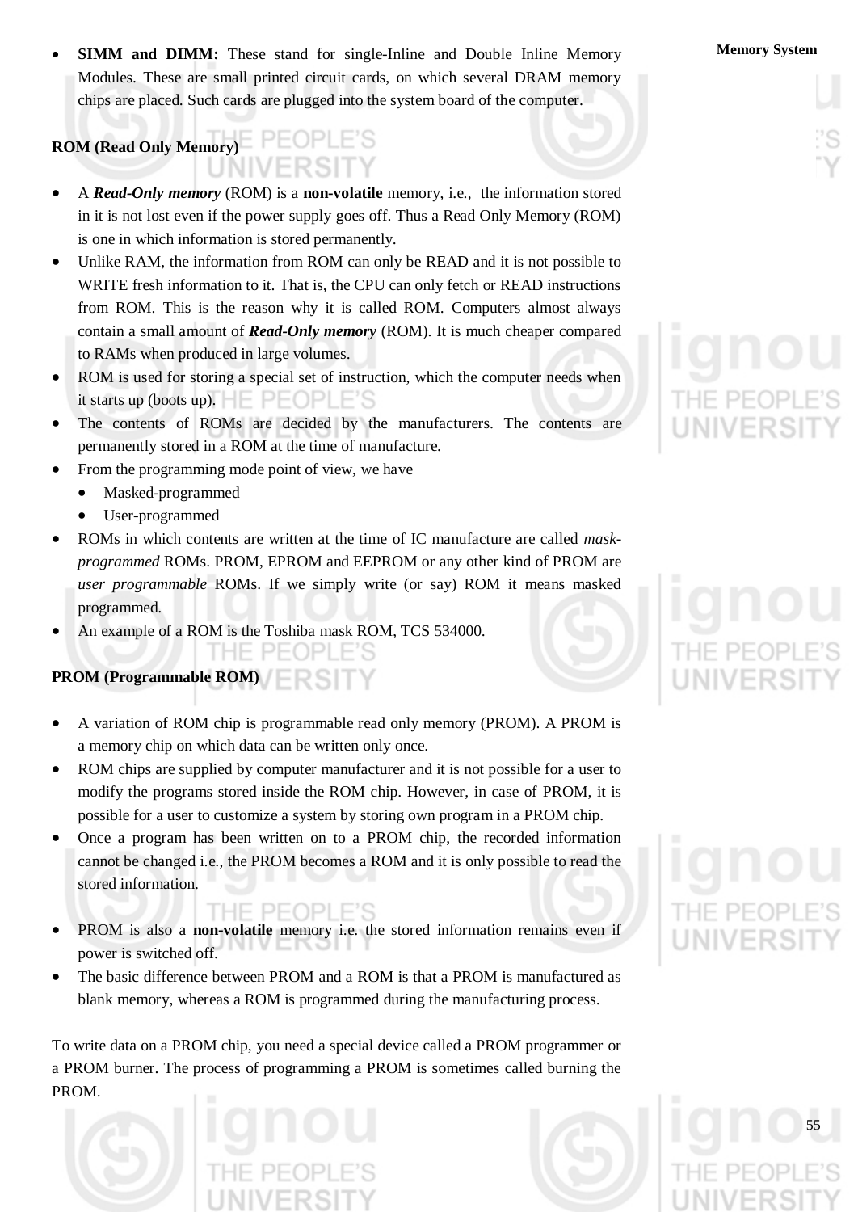- **SIMM and DIMM:** These stand for single-Inline and Double Inline Memory Modules. These are small printed circuit cards, on which several DRAM memory chips are placed. Such cards are plugged into the system board of the computer.

**ROM (Read Only Memory)**

- A ***Read-Only memory*** (ROM) is a **non-volatile** memory, i.e., the information stored in it is not lost even if the power supply goes off. Thus a Read Only Memory (ROM) is one in which information is stored permanently.
- Unlike RAM, the information from ROM can only be READ and it is not possible to WRITE fresh information to it. That is, the CPU can only fetch or READ instructions from ROM. This is the reason why it is called ROM. Computers almost always contain a small amount of ***Read-Only memory*** (ROM). It is much cheaper compared to RAMs when produced in large volumes.
- ROM is used for storing a special set of instruction, which the computer needs when it starts up (boots up).
- The contents of ROMs are decided by the manufacturers. The contents are permanently stored in a ROM at the time of manufacture.
- From the programming mode point of view, we have
  - Masked-programmed
  - User-programmed
- ROMs in which contents are written at the time of IC manufacture are called *mask-programmed* ROMs. PROM, EPROM and EEPROM or any other kind of PROM are *user programmable* ROMs. If we simply write (or say) ROM it means masked programmed.
- An example of a ROM is the Toshiba mask ROM, TCS 534000.

**PROM (Programmable ROM)**

- A variation of ROM chip is programmable read only memory (PROM). A PROM is a memory chip on which data can be written only once.
- ROM chips are supplied by computer manufacturer and it is not possible for a user to modify the programs stored inside the ROM chip. However, in case of PROM, it is possible for a user to customize a system by storing own program in a PROM chip.
- Once a program has been written on to a PROM chip, the recorded information cannot be changed i.e., the PROM becomes a ROM and it is only possible to read the stored information.
- PROM is also a **non-volatile** memory i.e. the stored information remains even if power is switched off.
- The basic difference between PROM and a ROM is that a PROM is manufactured as blank memory, whereas a ROM is programmed during the manufacturing process.

To write data on a PROM chip, you need a special device called a PROM programmer or a PROM burner. The process of programming a PROM is sometimes called burning the PROM.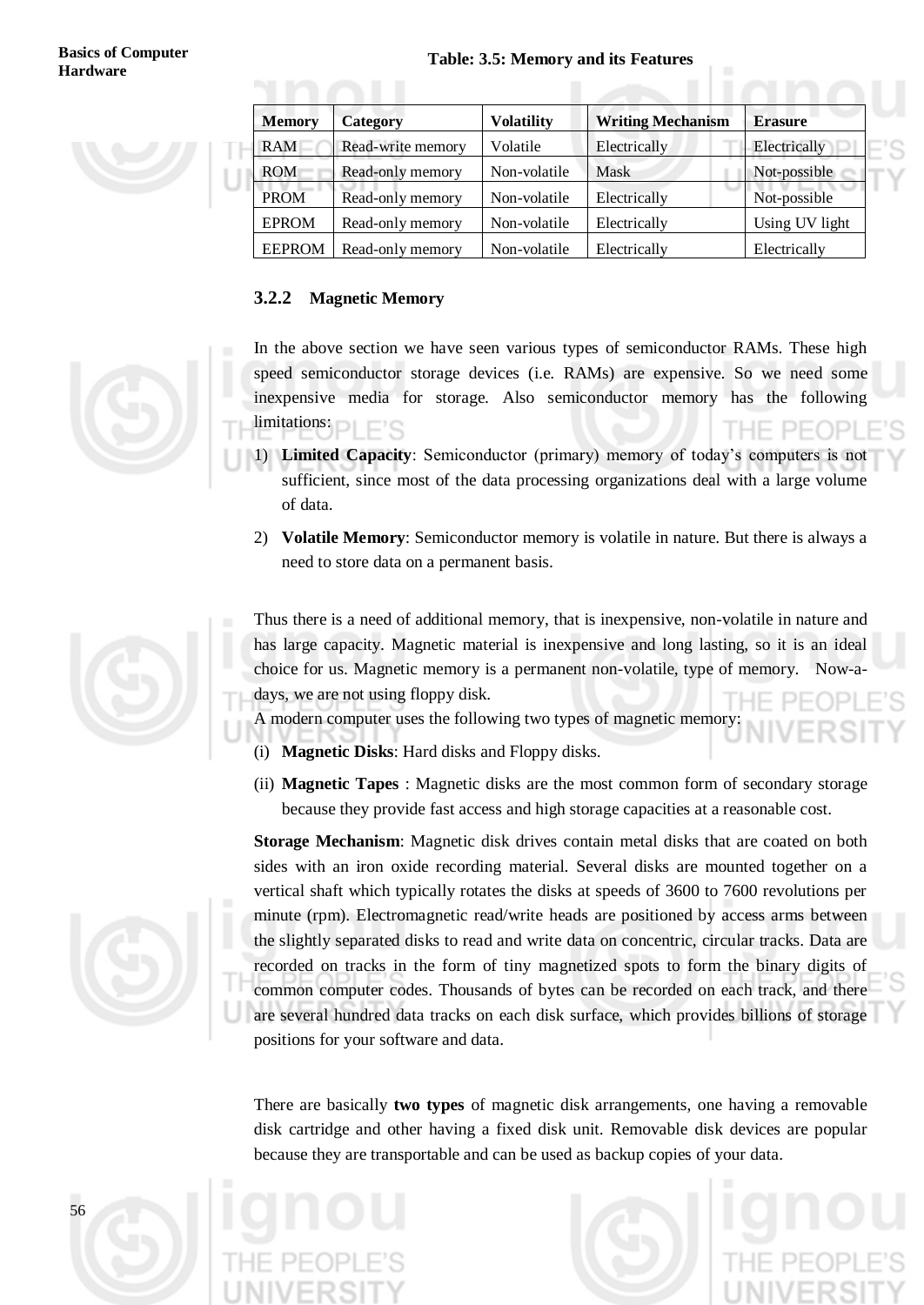Table: 3.5: Memory and its Features

| Memory | Category | Volatility | Writing Mechanism | Erasure |
|---|---|---|---|---|
| RAM | Read-write memory | Volatile | Electrically | Electrically |
| ROM | Read-only memory | Non-volatile | Mask | Not-possible |
| PROM | Read-only memory | Non-volatile | Electrically | Not-possible |
| EPROM | Read-only memory | Non-volatile | Electrically | Using UV light |
| EEPROM | Read-only memory | Non-volatile | Electrically | Electrically |

### 3.2.2 Magnetic Memory

In the above section we have seen various types of semiconductor RAMs. These high speed semiconductor storage devices (i.e. RAMs) are expensive. So we need some inexpensive media for storage. Also semiconductor memory has the following limitations:

1) **Limited Capacity**: Semiconductor (primary) memory of today's computers is not sufficient, since most of the data processing organizations deal with a large volume of data.

2) **Volatile Memory**: Semiconductor memory is volatile in nature. But there is always a need to store data on a permanent basis.

Thus there is a need of additional memory, that is inexpensive, non-volatile in nature and has large capacity. Magnetic material is inexpensive and long lasting, so it is an ideal choice for us. Magnetic memory is a permanent non-volatile, type of memory. Now-a-days, we are not using floppy disk.
A modern computer uses the following two types of magnetic memory:

(i) **Magnetic Disks**: Hard disks and Floppy disks.

(ii) **Magnetic Tapes** : Magnetic disks are the most common form of secondary storage because they provide fast access and high storage capacities at a reasonable cost.

**Storage Mechanism**: Magnetic disk drives contain metal disks that are coated on both sides with an iron oxide recording material. Several disks are mounted together on a vertical shaft which typically rotates the disks at speeds of 3600 to 7600 revolutions per minute (rpm). Electromagnetic read/write heads are positioned by access arms between the slightly separated disks to read and write data on concentric, circular tracks. Data are recorded on tracks in the form of tiny magnetized spots to form the binary digits of common computer codes. Thousands of bytes can be recorded on each track, and there are several hundred data tracks on each disk surface, which provides billions of storage positions for your software and data.

There are basically **two types** of magnetic disk arrangements, one having a removable disk cartridge and other having a fixed disk unit. Removable disk devices are popular because they are transportable and can be used as backup copies of your data.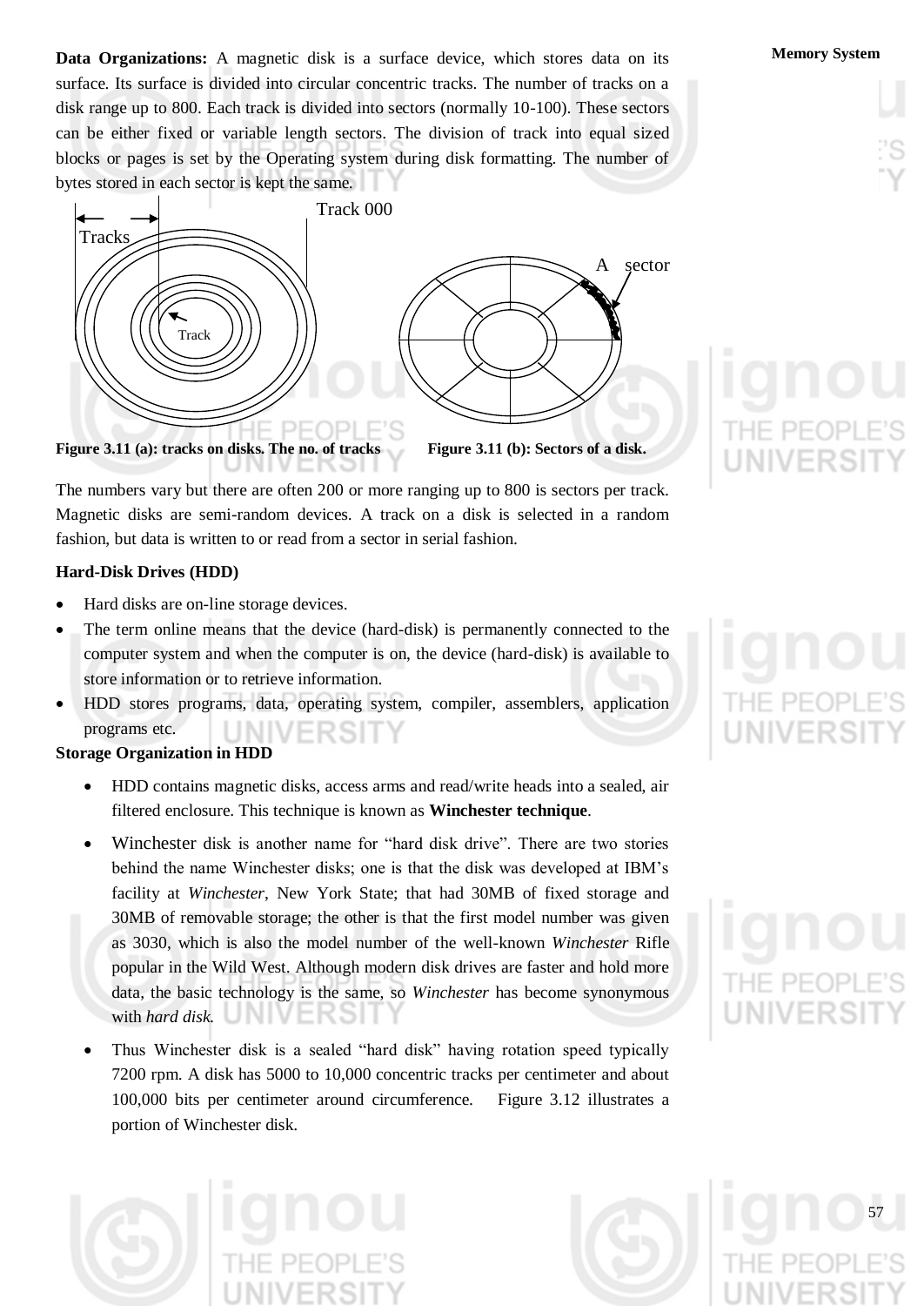**Data Organizations:** A magnetic disk is a surface device, which stores data on its surface. Its surface is divided into circular concentric tracks. The number of tracks on a disk range up to 800. Each track is divided into sectors (normally 10-100). These sectors can be either fixed or variable length sectors. The division of track into equal sized blocks or pages is set by the Operating system during disk formatting. The number of bytes stored in each sector is kept the same.

**Figure 3.11 (a): tracks on disks. The no. of tracks** **Figure 3.11 (b): Sectors of a disk.**

The numbers vary but there are often 200 or more ranging up to 800 is sectors per track. Magnetic disks are semi-random devices. A track on a disk is selected in a random fashion, but data is written to or read from a sector in serial fashion.

**Hard-Disk Drives (HDD)**

- Hard disks are on-line storage devices.
- The term online means that the device (hard-disk) is permanently connected to the computer system and when the computer is on, the device (hard-disk) is available to store information or to retrieve information.
- HDD stores programs, data, operating system, compiler, assemblers, application programs etc.

**Storage Organization in HDD**

- HDD contains magnetic disks, access arms and read/write heads into a sealed, air filtered enclosure. This technique is known as **Winchester technique**.
- Winchester disk is another name for "hard disk drive". There are two stories behind the name Winchester disks; one is that the disk was developed at IBM's facility at *Winchester*, New York State; that had 30MB of fixed storage and 30MB of removable storage; the other is that the first model number was given as 3030, which is also the model number of the well-known *Winchester* Rifle popular in the Wild West. Although modern disk drives are faster and hold more data, the basic technology is the same, so *Winchester* has become synonymous with *hard disk.*
- Thus Winchester disk is a sealed "hard disk" having rotation speed typically 7200 rpm. A disk has 5000 to 10,000 concentric tracks per centimeter and about 100,000 bits per centimeter around circumference. Figure 3.12 illustrates a portion of Winchester disk.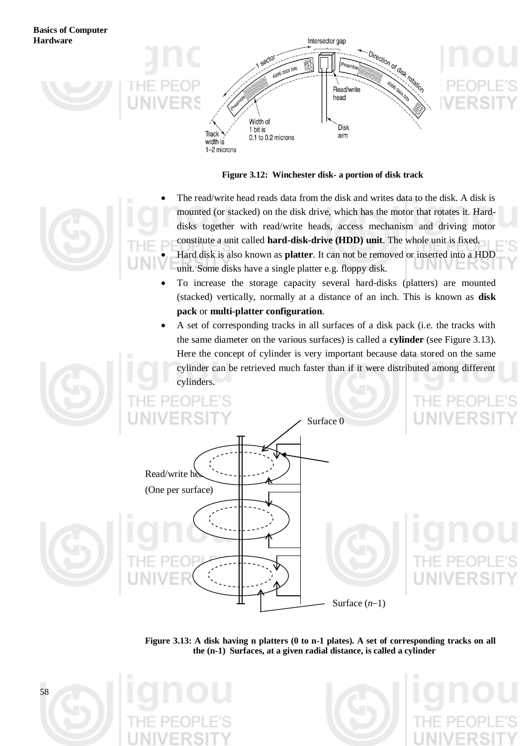Figure 3.12: Winchester disk- a portion of disk track

- The read/write head reads data from the disk and writes data to the disk. A disk is mounted (or stacked) on the disk drive, which has the motor that rotates it. Hard-disks together with read/write heads, access mechanism and driving motor constitute a unit called **hard-disk-drive (HDD) unit**. The whole unit is fixed.
- Hard disk is also known as **platter**. It can not be removed or inserted into a HDD unit. Some disks have a single platter e.g. floppy disk.
- To increase the storage capacity several hard-disks (platters) are mounted (stacked) vertically, normally at a distance of an inch. This is known as **disk pack** or **multi-platter configuration**.
- A set of corresponding tracks in all surfaces of a disk pack (i.e. the tracks with the same diameter on the various surfaces) is called a **cylinder** (see Figure 3.13). Here the concept of cylinder is very important because data stored on the same cylinder can be retrieved much faster than if it were distributed among different cylinders.

Figure 3.13: A disk having n platters (0 to n-1 plates). A set of corresponding tracks on all the (n-1) Surfaces, at a given radial distance, is called a cylinder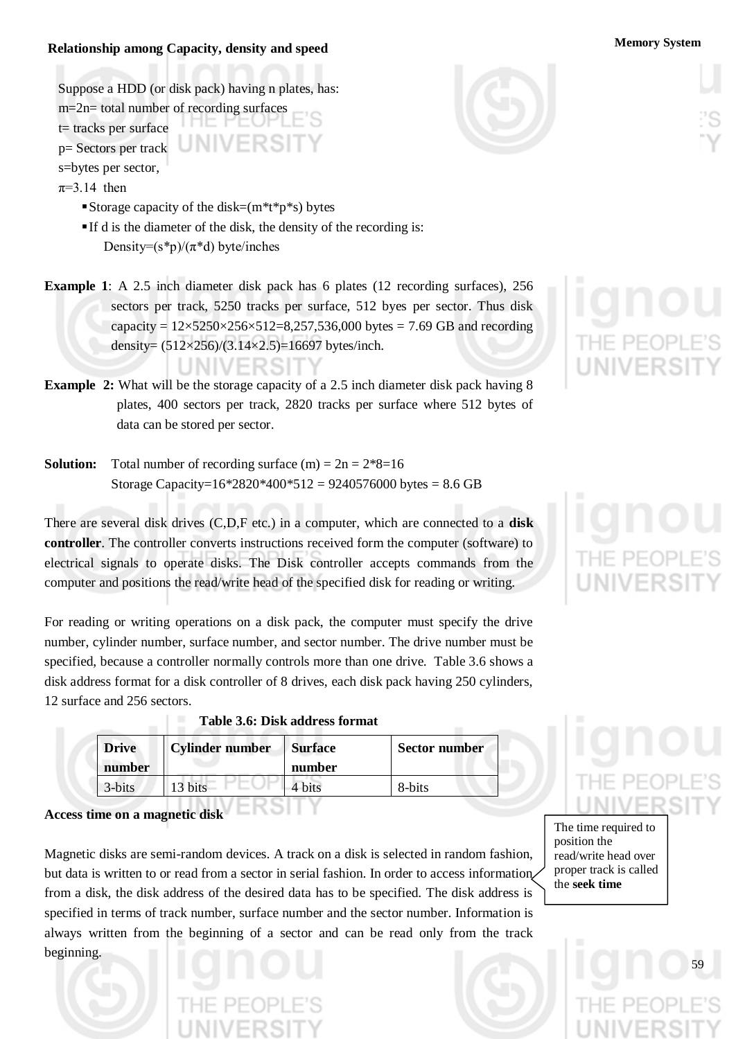### Relationship among Capacity, density and speed

Suppose a HDD (or disk pack) having n plates, has:
m=2n= total number of recording surfaces
t= tracks per surface
p= Sectors per track
s=bytes per sector,
$\pi$=3.14 then

- Storage capacity of the disk=(m*t*p*s) bytes
- If d is the diameter of the disk, the density of the recording is:
  Density=(s*p)/($\pi$*d) byte/inches

**Example 1**: A 2.5 inch diameter disk pack has 6 plates (12 recording surfaces), 256 sectors per track, 5250 tracks per surface, 512 byes per sector. Thus disk capacity = 12×5250×256×512=8,257,536,000 bytes = 7.69 GB and recording density= (512×256)/(3.14×2.5)=16697 bytes/inch.

**Example 2:** What will be the storage capacity of a 2.5 inch diameter disk pack having 8 plates, 400 sectors per track, 2820 tracks per surface where 512 bytes of data can be stored per sector.

**Solution:** Total number of recording surface (m) = 2n = 2*8=16
Storage Capacity=16*2820*400*512 = 9240576000 bytes = 8.6 GB

There are several disk drives (C,D,F etc.) in a computer, which are connected to a **disk controller**. The controller converts instructions received form the computer (software) to electrical signals to operate disks. The Disk controller accepts commands from the computer and positions the read/write head of the specified disk for reading or writing.

For reading or writing operations on a disk pack, the computer must specify the drive number, cylinder number, surface number, and sector number. The drive number must be specified, because a controller normally controls more than one drive. Table 3.6 shows a disk address format for a disk controller of 8 drives, each disk pack having 250 cylinders, 12 surface and 256 sectors.

**Table 3.6: Disk address format**

| Drive number | Cylinder number | Surface number | Sector number |
|---|---|---|---|
| 3-bits | 13 bits | 4 bits | 8-bits |

### Access time on a magnetic disk

Magnetic disks are semi-random devices. A track on a disk is selected in random fashion, but data is written to or read from a sector in serial fashion. In order to access information from a disk, the disk address of the desired data has to be specified. The disk address is specified in terms of track number, surface number and the sector number. Information is always written from the beginning of a sector and can be read only from the track beginning.

The time required to position the read/write head over proper track is called the **seek time**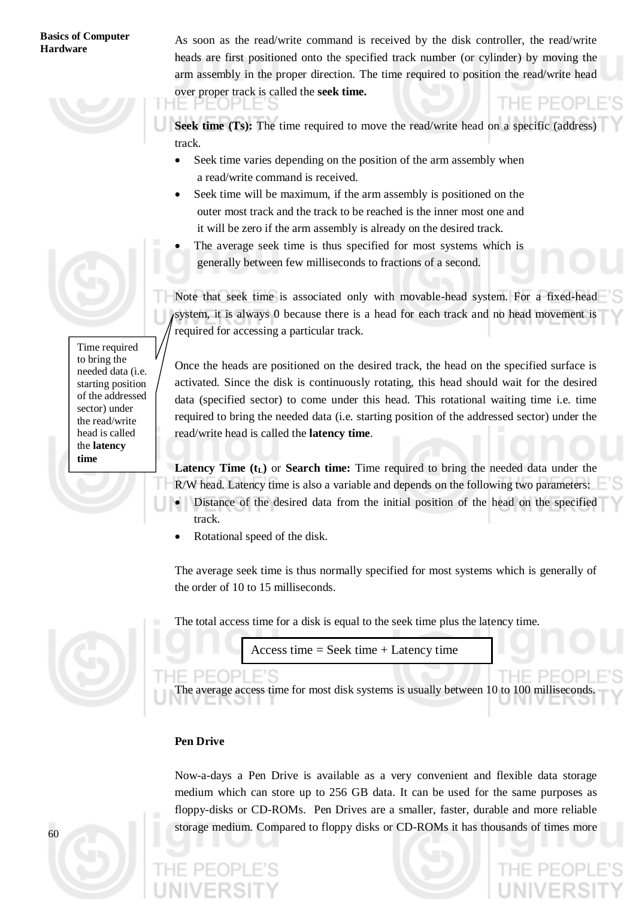As soon as the read/write command is received by the disk controller, the read/write heads are first positioned onto the specified track number (or cylinder) by moving the arm assembly in the proper direction. The time required to position the read/write head over proper track is called the **seek time.**

**Seek time (Ts):** The time required to move the read/write head on a specific (address) track.

- Seek time varies depending on the position of the arm assembly when a read/write command is received.
- Seek time will be maximum, if the arm assembly is positioned on the outer most track and the track to be reached is the inner most one and it will be zero if the arm assembly is already on the desired track.
- The average seek time is thus specified for most systems which is generally between few milliseconds to fractions of a second.

Note that seek time is associated only with movable-head system. For a fixed-head system, it is always 0 because there is a head for each track and no head movement is required for accessing a particular track.

> Time required to bring the needed data (i.e. starting position of the addressed sector) under the read/write head is called the **latency time**

Once the heads are positioned on the desired track, the head on the specified surface is activated. Since the disk is continuously rotating, this head should wait for the desired data (specified sector) to come under this head. This rotational waiting time i.e. time required to bring the needed data (i.e. starting position of the addressed sector) under the read/write head is called the **latency time**.

**Latency Time ($t_L$)** or **Search time:** Time required to bring the needed data under the R/W head. Latency time is also a variable and depends on the following two parameters:

- Distance of the desired data from the initial position of the head on the specified track.
- Rotational speed of the disk.

The average seek time is thus normally specified for most systems which is generally of the order of 10 to 15 milliseconds.

The total access time for a disk is equal to the seek time plus the latency time.

| Access time = Seek time + Latency time |
|---|

The average access time for most disk systems is usually between 10 to 100 milliseconds.

**Pen Drive**

Now-a-days a Pen Drive is available as a very convenient and flexible data storage medium which can store up to 256 GB data. It can be used for the same purposes as floppy-disks or CD-ROMs. Pen Drives are a smaller, faster, durable and more reliable storage medium. Compared to floppy disks or CD-ROMs it has thousands of times more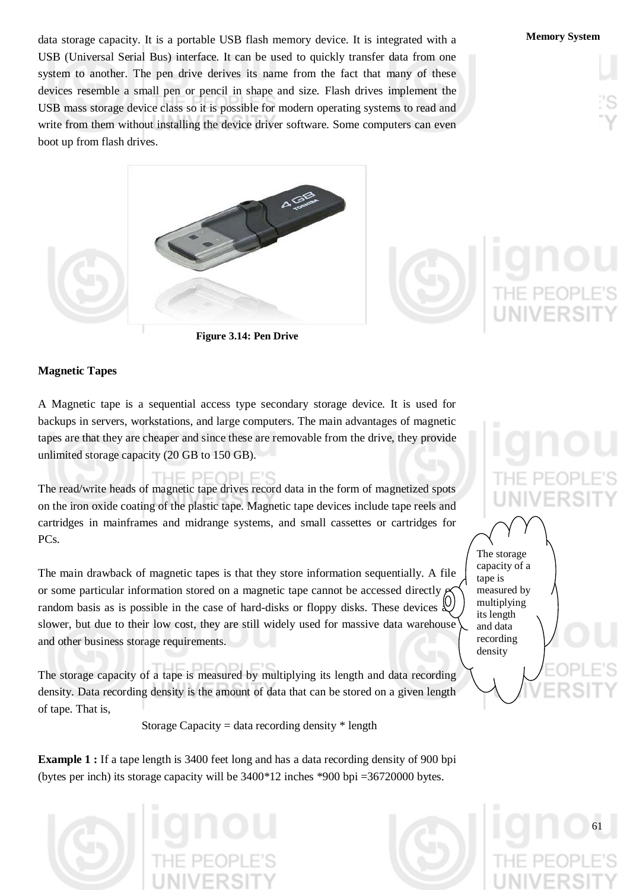data storage capacity. It is a portable USB flash memory device. It is integrated with a USB (Universal Serial Bus) interface. It can be used to quickly transfer data from one system to another. The pen drive derives its name from the fact that many of these devices resemble a small pen or pencil in shape and size. Flash drives implement the USB mass storage device class so it is possible for modern operating systems to read and write from them without installing the device driver software. Some computers can even boot up from flash drives.

**Figure 3.14: Pen Drive**

**Magnetic Tapes**

A Magnetic tape is a sequential access type secondary storage device. It is used for backups in servers, workstations, and large computers. The main advantages of magnetic tapes are that they are cheaper and since these are removable from the drive, they provide unlimited storage capacity (20 GB to 150 GB).

The read/write heads of magnetic tape drives record data in the form of magnetized spots on the iron oxide coating of the plastic tape. Magnetic tape devices include tape reels and cartridges in mainframes and midrange systems, and small cassettes or cartridges for PCs.

The main drawback of magnetic tapes is that they store information sequentially. A file or some particular information stored on a magnetic tape cannot be accessed directly on random basis as is possible in the case of hard-disks or floppy disks. These devices are slower, but due to their low cost, they are still widely used for massive data warehouse and other business storage requirements.

The storage capacity of a tape is measured by multiplying its length and data recording density. Data recording density is the amount of data that can be stored on a given length of tape. That is,

Storage Capacity = data recording density * length

**Example 1 :** If a tape length is 3400 feet long and has a data recording density of 900 bpi (bytes per inch) its storage capacity will be 3400*12 inches *900 bpi =36720000 bytes.

The storage capacity of a tape is measured by multiplying its length and data recording density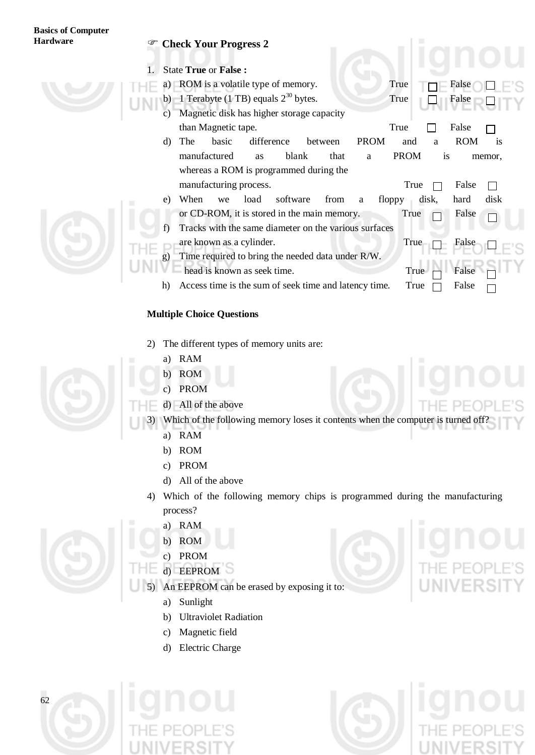## ☞ Check Your Progress 2

1. State **True** or **False :**

   a) ROM is a volatile type of memory. True ☐ False ☐

   b) 1 Terabyte (1 TB) equals $2^{30}$ bytes. True ☐ False ☐

   c) Magnetic disk has higher storage capacity than Magnetic tape. True ☐ False ☐

   d) The basic difference between PROM and a ROM is manufactured as blank that a PROM is memor, whereas a ROM is programmed during the manufacturing process. True ☐ False ☐

   e) When we load software from a floppy disk, hard disk or CD-ROM, it is stored in the main memory. True ☐ False ☐

   f) Tracks with the same diameter on the various surfaces are known as a cylinder. True ☐ False ☐

   g) Time required to bring the needed data under R/W. head is known as seek time. True ☐ False ☐

   h) Access time is the sum of seek time and latency time. True ☐ False ☐

### Multiple Choice Questions

2) The different types of memory units are:
   a) RAM
   b) ROM
   c) PROM
   d) All of the above

3) Which of the following memory loses it contents when the computer is turned off?
   a) RAM
   b) ROM
   c) PROM
   d) All of the above

4) Which of the following memory chips is programmed during the manufacturing process?
   a) RAM
   b) ROM
   c) PROM
   d) EEPROM

5) An EEPROM can be erased by exposing it to:
   a) Sunlight
   b) Ultraviolet Radiation
   c) Magnetic field
   d) Electric Charge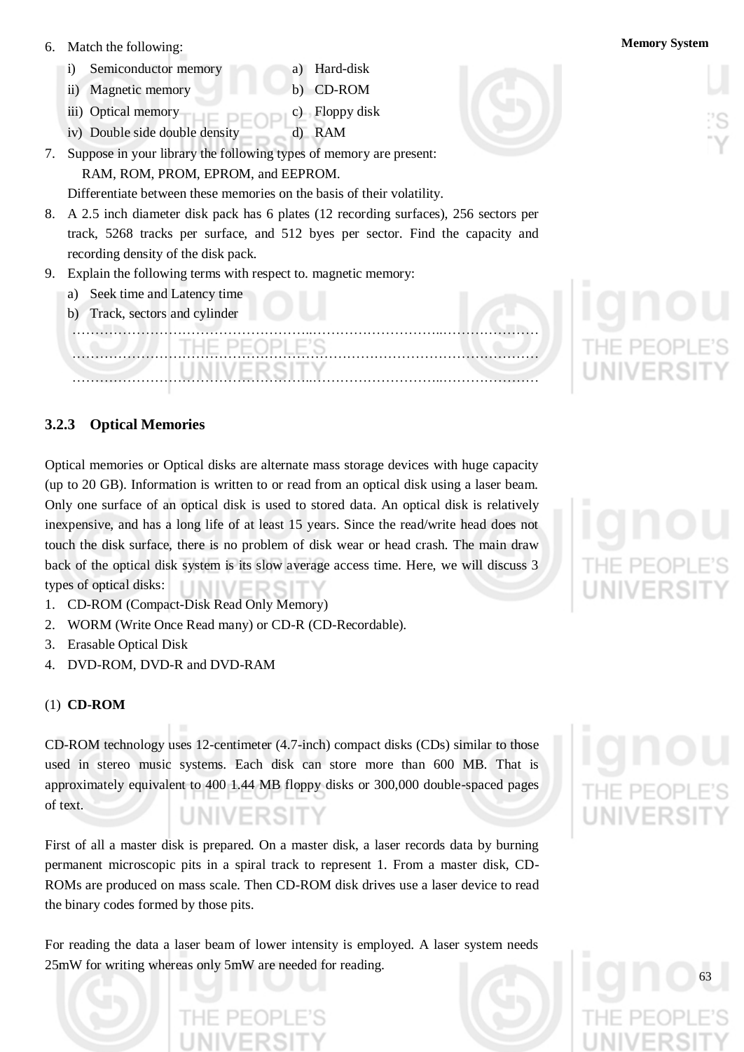6. Match the following:

   i) Semiconductor memory — a) Hard-disk

   ii) Magnetic memory — b) CD-ROM

   iii) Optical memory — c) Floppy disk

   iv) Double side double density — d) RAM

7. Suppose in your library the following types of memory are present:

   RAM, ROM, PROM, EPROM, and EEPROM.

   Differentiate between these memories on the basis of their volatility.

8. A 2.5 inch diameter disk pack has 6 plates (12 recording surfaces), 256 sectors per track, 5268 tracks per surface, and 512 byes per sector. Find the capacity and recording density of the disk pack.

9. Explain the following terms with respect to. magnetic memory:

   a) Seek time and Latency time

   b) Track, sectors and cylinder

……………………………………………………………………………………………

……………………………………………………………………………………………

……………………………………………………………………………………………

### 3.2.3 Optical Memories

Optical memories or Optical disks are alternate mass storage devices with huge capacity (up to 20 GB). Information is written to or read from an optical disk using a laser beam. Only one surface of an optical disk is used to stored data. An optical disk is relatively inexpensive, and has a long life of at least 15 years. Since the read/write head does not touch the disk surface, there is no problem of disk wear or head crash. The main draw back of the optical disk system is its slow average access time. Here, we will discuss 3 types of optical disks:

1. CD-ROM (Compact-Disk Read Only Memory)
2. WORM (Write Once Read many) or CD-R (CD-Recordable).
3. Erasable Optical Disk
4. DVD-ROM, DVD-R and DVD-RAM

#### (1) CD-ROM

CD-ROM technology uses 12-centimeter (4.7-inch) compact disks (CDs) similar to those used in stereo music systems. Each disk can store more than 600 MB. That is approximately equivalent to 400 1.44 MB floppy disks or 300,000 double-spaced pages of text.

First of all a master disk is prepared. On a master disk, a laser records data by burning permanent microscopic pits in a spiral track to represent 1. From a master disk, CD-ROMs are produced on mass scale. Then CD-ROM disk drives use a laser device to read the binary codes formed by those pits.

For reading the data a laser beam of lower intensity is employed. A laser system needs 25mW for writing whereas only 5mW are needed for reading.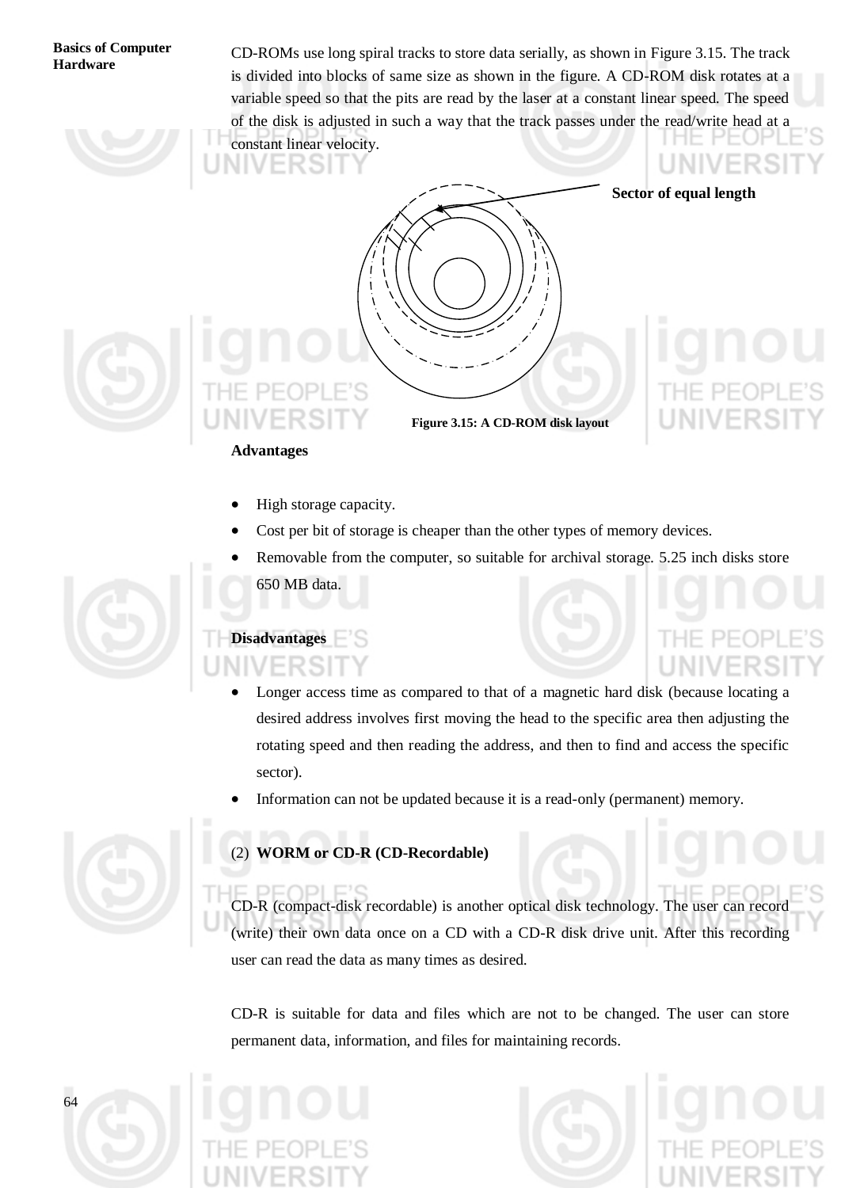CD-ROMs use long spiral tracks to store data serially, as shown in Figure 3.15. The track is divided into blocks of same size as shown in the figure. A CD-ROM disk rotates at a variable speed so that the pits are read by the laser at a constant linear speed. The speed of the disk is adjusted in such a way that the track passes under the read/write head at a constant linear velocity.

Sector of equal length

**Figure 3.15: A CD-ROM disk layout**

**Advantages**

- High storage capacity.
- Cost per bit of storage is cheaper than the other types of memory devices.
- Removable from the computer, so suitable for archival storage. 5.25 inch disks store 650 MB data.

**Disadvantages**

- Longer access time as compared to that of a magnetic hard disk (because locating a desired address involves first moving the head to the specific area then adjusting the rotating speed and then reading the address, and then to find and access the specific sector).
- Information can not be updated because it is a read-only (permanent) memory.

(2) **WORM or CD-R (CD-Recordable)**

CD-R (compact-disk recordable) is another optical disk technology. The user can record (write) their own data once on a CD with a CD-R disk drive unit. After this recording user can read the data as many times as desired.

CD-R is suitable for data and files which are not to be changed. The user can store permanent data, information, and files for maintaining records.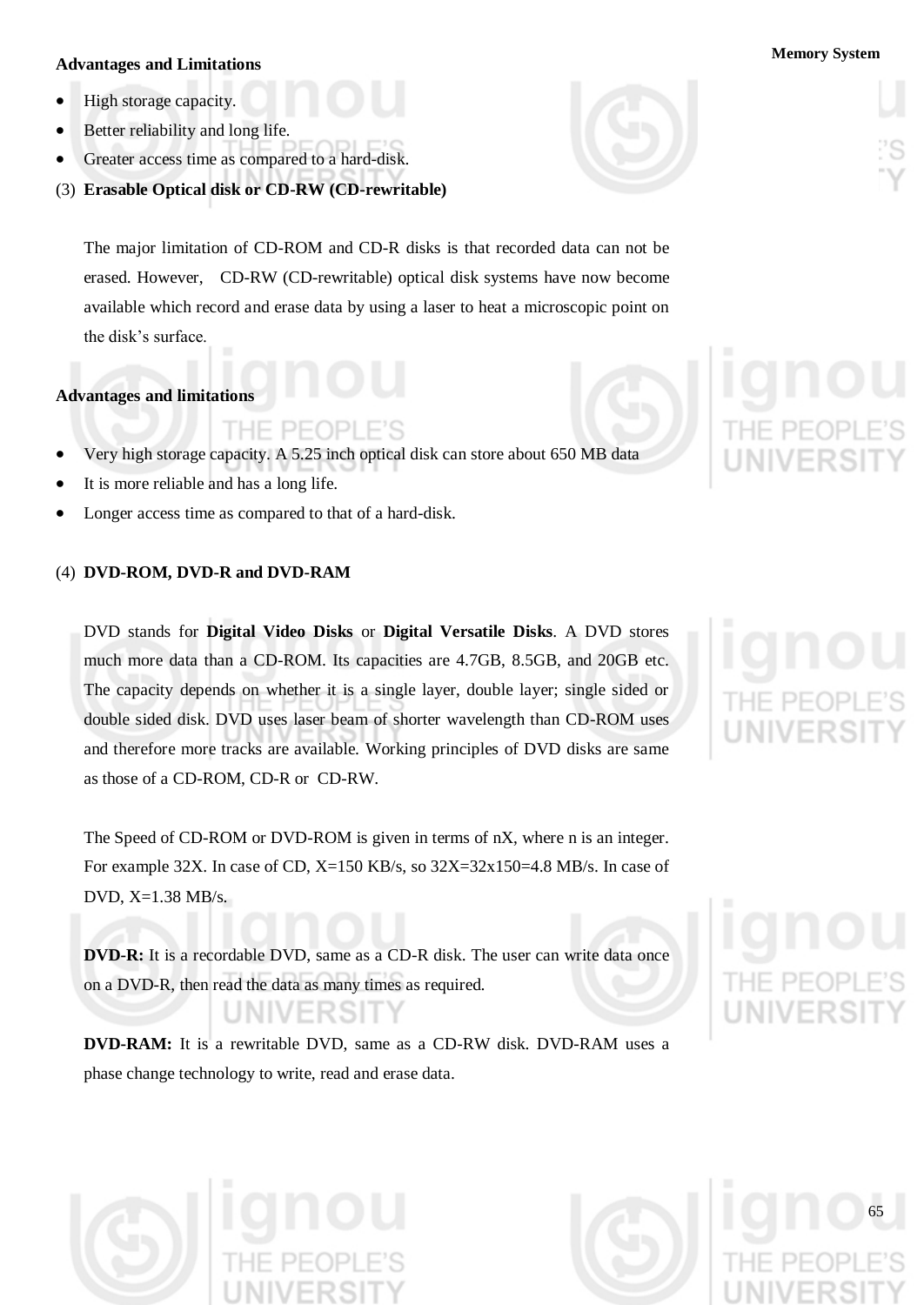**Advantages and Limitations**

- High storage capacity.
- Better reliability and long life.
- Greater access time as compared to a hard-disk.

(3) **Erasable Optical disk or CD-RW (CD-rewritable)**

The major limitation of CD-ROM and CD-R disks is that recorded data can not be erased. However, CD-RW (CD-rewritable) optical disk systems have now become available which record and erase data by using a laser to heat a microscopic point on the disk's surface.

**Advantages and limitations**

- Very high storage capacity. A 5.25 inch optical disk can store about 650 MB data
- It is more reliable and has a long life.
- Longer access time as compared to that of a hard-disk.

(4) **DVD-ROM, DVD-R and DVD-RAM**

DVD stands for **Digital Video Disks** or **Digital Versatile Disks**. A DVD stores much more data than a CD-ROM. Its capacities are 4.7GB, 8.5GB, and 20GB etc. The capacity depends on whether it is a single layer, double layer; single sided or double sided disk. DVD uses laser beam of shorter wavelength than CD-ROM uses and therefore more tracks are available. Working principles of DVD disks are same as those of a CD-ROM, CD-R or CD-RW.

The Speed of CD-ROM or DVD-ROM is given in terms of nX, where n is an integer. For example 32X. In case of CD, X=150 KB/s, so 32X=32x150=4.8 MB/s. In case of DVD, X=1.38 MB/s.

**DVD-R:** It is a recordable DVD, same as a CD-R disk. The user can write data once on a DVD-R, then read the data as many times as required.

**DVD-RAM:** It is a rewritable DVD, same as a CD-RW disk. DVD-RAM uses a phase change technology to write, read and erase data.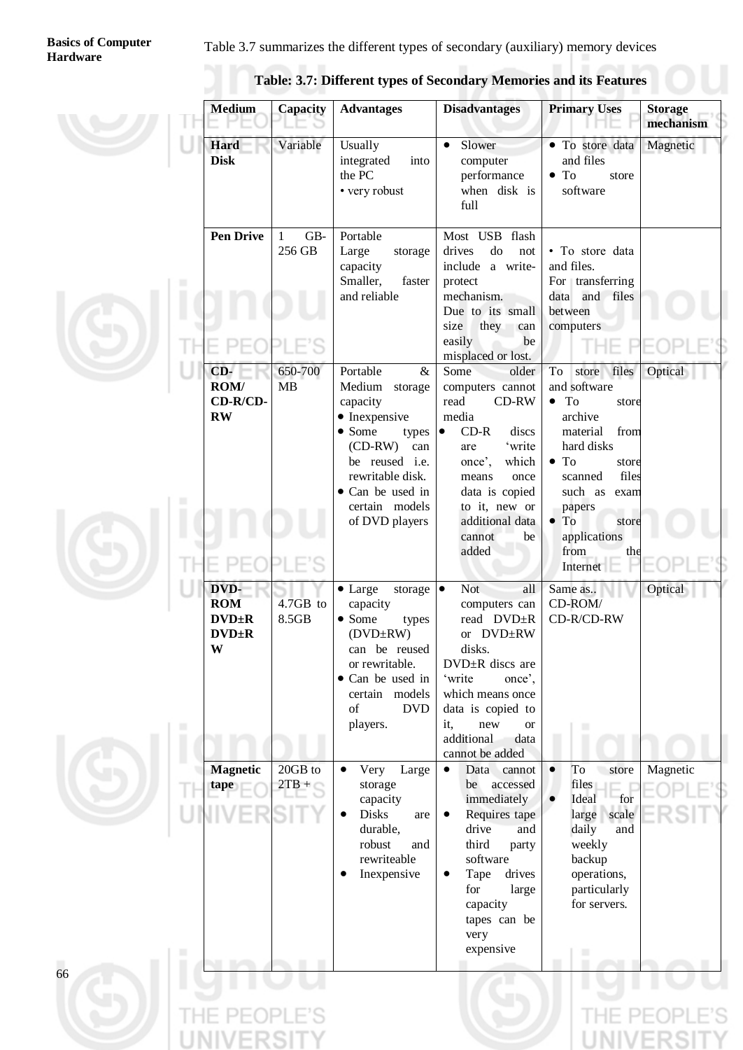Table 3.7 summarizes the different types of secondary (auxiliary) memory devices

**Table: 3.7: Different types of Secondary Memories and its Features**

| Medium | Capacity | Advantages | Disadvantages | Primary Uses | Storage mechanism |
|---|---|---|---|---|---|
| **Hard Disk** | Variable | Usually integrated into the PC<br>• very robust | • Slower computer performance when disk is full | • To store data and files<br>• To store software | Magnetic |
| **Pen Drive** | 1 GB-256 GB | Portable<br>Large storage capacity<br>Smaller, faster and reliable | Most USB flash drives do not include a write-protect mechanism.<br>Due to its small size they can easily be misplaced or lost. | • To store data and files.<br>For transferring data and files between computers | |
| **CD-ROM/ CD-R/CD-RW** | 650-700 MB | Portable & Medium storage capacity<br>• Inexpensive<br>• Some types (CD-RW) can be reused i.e. rewritable disk.<br>• Can be used in certain models of DVD players | Some older computers cannot read CD-RW media<br>• CD-R discs are 'write once', which means once data is copied to it, new or additional data cannot be added | To store files and software<br>• To store archive material from hard disks<br>• To store scanned files such as exam papers<br>• To store applications from the Internet | Optical |
| **DVD-ROM DVD±R DVD±RW** | 4.7GB to 8.5GB | • Large storage capacity<br>• Some types (DVD±RW) can be reused or rewritable.<br>• Can be used in certain models of DVD players. | • Not all computers can read DVD±R or DVD±RW disks.<br>DVD±R discs are 'write once', which means once data is copied to it, new or additional data cannot be added | Same as.. CD-ROM/ CD-R/CD-RW | Optical |
| **Magnetic tape** | 20GB to 2TB + | • Very Large storage capacity<br>• Disks are durable, robust and rewriteable<br>• Inexpensive | • Data cannot be accessed immediately<br>• Requires tape drive and third party software<br>• Tape drives for large capacity tapes can be very expensive | • To store files<br>• Ideal for large scale daily and weekly backup operations, particularly for servers. | Magnetic |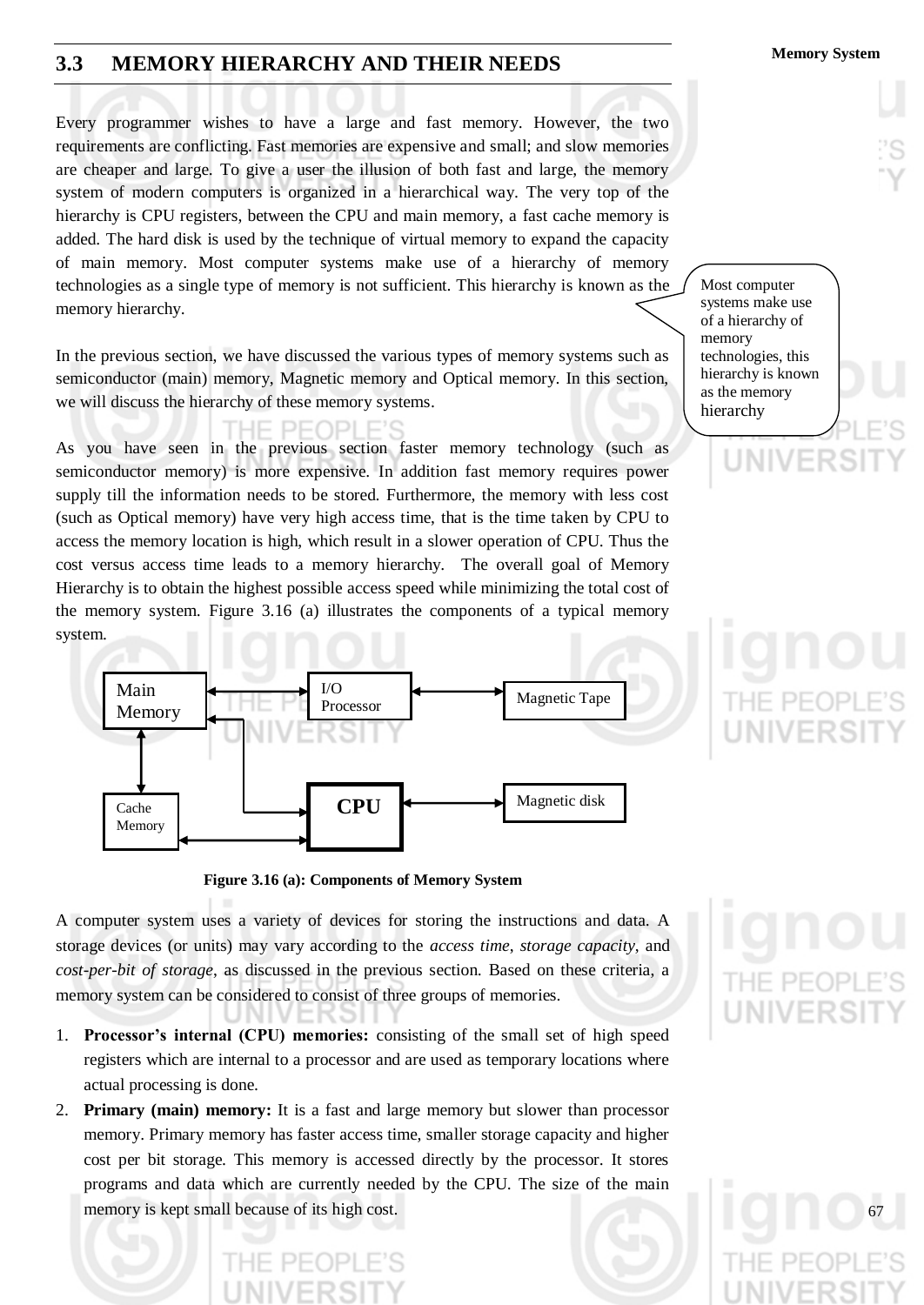## 3.3 MEMORY HIERARCHY AND THEIR NEEDS

Every programmer wishes to have a large and fast memory. However, the two requirements are conflicting. Fast memories are expensive and small; and slow memories are cheaper and large. To give a user the illusion of both fast and large, the memory system of modern computers is organized in a hierarchical way. The very top of the hierarchy is CPU registers, between the CPU and main memory, a fast cache memory is added. The hard disk is used by the technique of virtual memory to expand the capacity of main memory. Most computer systems make use of a hierarchy of memory technologies as a single type of memory is not sufficient. This hierarchy is known as the memory hierarchy.

> Most computer systems make use of a hierarchy of memory technologies, this hierarchy is known as the memory hierarchy

In the previous section, we have discussed the various types of memory systems such as semiconductor (main) memory, Magnetic memory and Optical memory. In this section, we will discuss the hierarchy of these memory systems.

As you have seen in the previous section faster memory technology (such as semiconductor memory) is more expensive. In addition fast memory requires power supply till the information needs to be stored. Furthermore, the memory with less cost (such as Optical memory) have very high access time, that is the time taken by CPU to access the memory location is high, which result in a slower operation of CPU. Thus the cost versus access time leads to a memory hierarchy. The overall goal of Memory Hierarchy is to obtain the highest possible access speed while minimizing the total cost of the memory system. Figure 3.16 (a) illustrates the components of a typical memory system.

Main Memory ↔ I/O Processor ↔ Magnetic Tape
Cache Memory ↔ CPU ↔ Magnetic disk

**Figure 3.16 (a): Components of Memory System**

A computer system uses a variety of devices for storing the instructions and data. A storage devices (or units) may vary according to the *access time*, *storage capacity*, and *cost-per-bit of storage*, as discussed in the previous section. Based on these criteria, a memory system can be considered to consist of three groups of memories.

1. **Processor's internal (CPU) memories:** consisting of the small set of high speed registers which are internal to a processor and are used as temporary locations where actual processing is done.
2. **Primary (main) memory:** It is a fast and large memory but slower than processor memory. Primary memory has faster access time, smaller storage capacity and higher cost per bit storage. This memory is accessed directly by the processor. It stores programs and data which are currently needed by the CPU. The size of the main memory is kept small because of its high cost.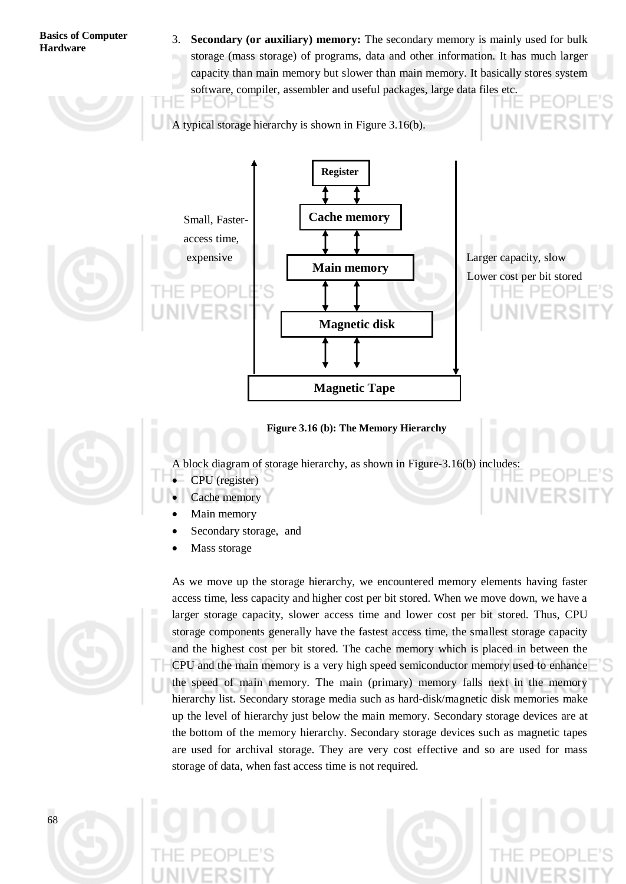3. **Secondary (or auxiliary) memory:** The secondary memory is mainly used for bulk storage (mass storage) of programs, data and other information. It has much larger capacity than main memory but slower than main memory. It basically stores system software, compiler, assembler and useful packages, large data files etc.

A typical storage hierarchy is shown in Figure 3.16(b).

Register

Cache memory

Main memory

Magnetic disk

Magnetic Tape

Small, Faster-access time, expensive

Larger capacity, slow Lower cost per bit stored

**Figure 3.16 (b): The Memory Hierarchy**

A block diagram of storage hierarchy, as shown in Figure-3.16(b) includes:

- CPU (register)
- Cache memory
- Main memory
- Secondary storage, and
- Mass storage

As we move up the storage hierarchy, we encountered memory elements having faster access time, less capacity and higher cost per bit stored. When we move down, we have a larger storage capacity, slower access time and lower cost per bit stored. Thus, CPU storage components generally have the fastest access time, the smallest storage capacity and the highest cost per bit stored. The cache memory which is placed in between the CPU and the main memory is a very high speed semiconductor memory used to enhance the speed of main memory. The main (primary) memory falls next in the memory hierarchy list. Secondary storage media such as hard-disk/magnetic disk memories make up the level of hierarchy just below the main memory. Secondary storage devices are at the bottom of the memory hierarchy. Secondary storage devices such as magnetic tapes are used for archival storage. They are very cost effective and so are used for mass storage of data, when fast access time is not required.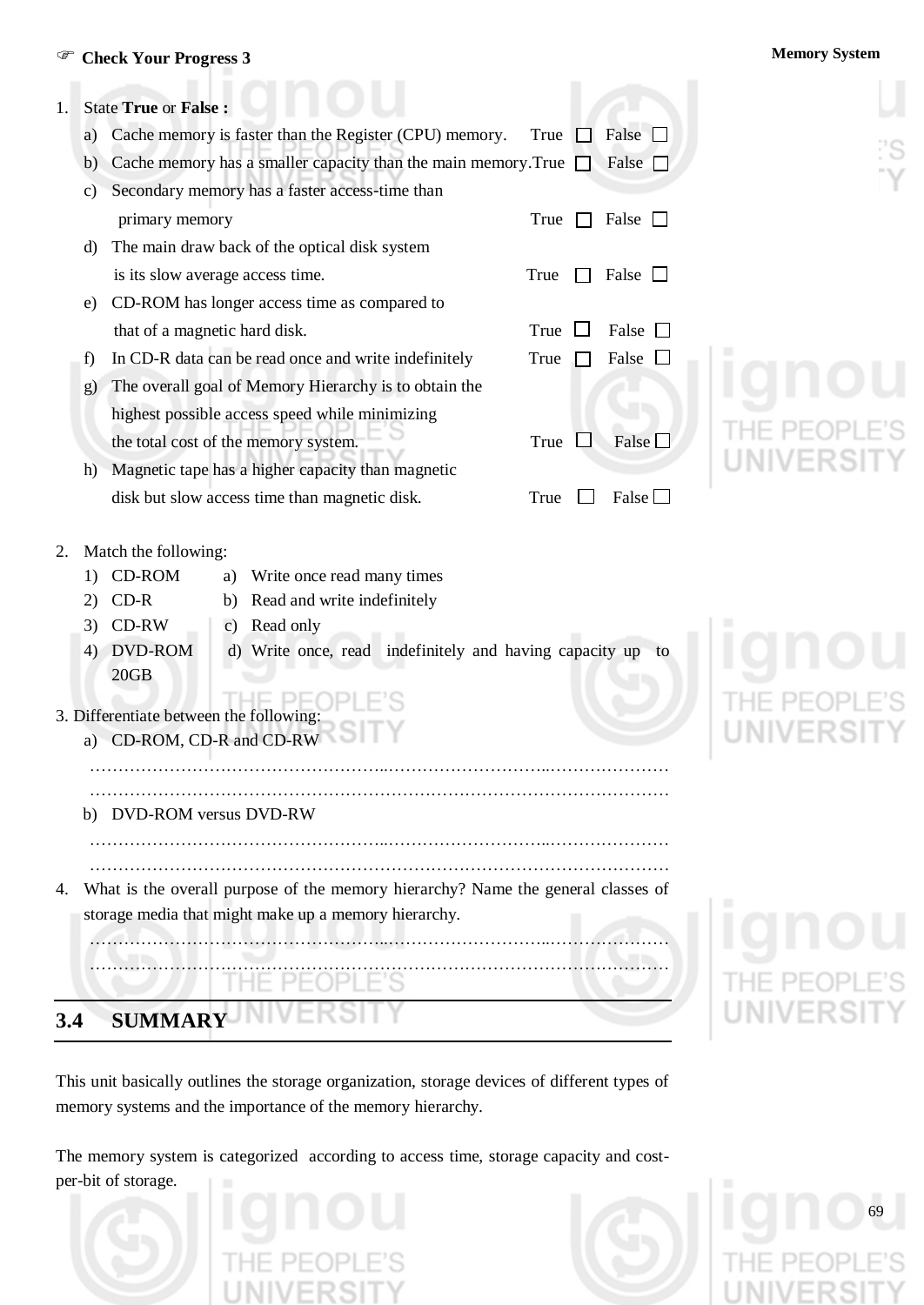☞ **Check Your Progress 3**

1. State **True** or **False :**

   a) Cache memory is faster than the Register (CPU) memory. True ☐ False ☐

   b) Cache memory has a smaller capacity than the main memory. True ☐ False ☐

   c) Secondary memory has a faster access-time than primary memory True ☐ False ☐

   d) The main draw back of the optical disk system is its slow average access time. True ☐ False ☐

   e) CD-ROM has longer access time as compared to that of a magnetic hard disk. True ☐ False ☐

   f) In CD-R data can be read once and write indefinitely True ☐ False ☐

   g) The overall goal of Memory Hierarchy is to obtain the highest possible access speed while minimizing the total cost of the memory system. True ☐ False ☐

   h) Magnetic tape has a higher capacity than magnetic disk but slow access time than magnetic disk. True ☐ False ☐

2. Match the following:

   1) CD-ROM &nbsp;&nbsp; a) Write once read many times

   2) CD-R &nbsp;&nbsp; b) Read and write indefinitely

   3) CD-RW &nbsp;&nbsp; c) Read only

   4) DVD-ROM 20GB &nbsp;&nbsp; d) Write once, read indefinitely and having capacity up to

3. Differentiate between the following:

   a) CD-ROM, CD-R and CD-RW

   …………………………………………………………………………………………

   …………………………………………………………………………………………

   b) DVD-ROM versus DVD-RW

   …………………………………………………………………………………………

   …………………………………………………………………………………………

4. What is the overall purpose of the memory hierarchy? Name the general classes of storage media that might make up a memory hierarchy.

   …………………………………………………………………………………………

   …………………………………………………………………………………………

## 3.4 SUMMARY

This unit basically outlines the storage organization, storage devices of different types of memory systems and the importance of the memory hierarchy.

The memory system is categorized according to access time, storage capacity and cost-per-bit of storage.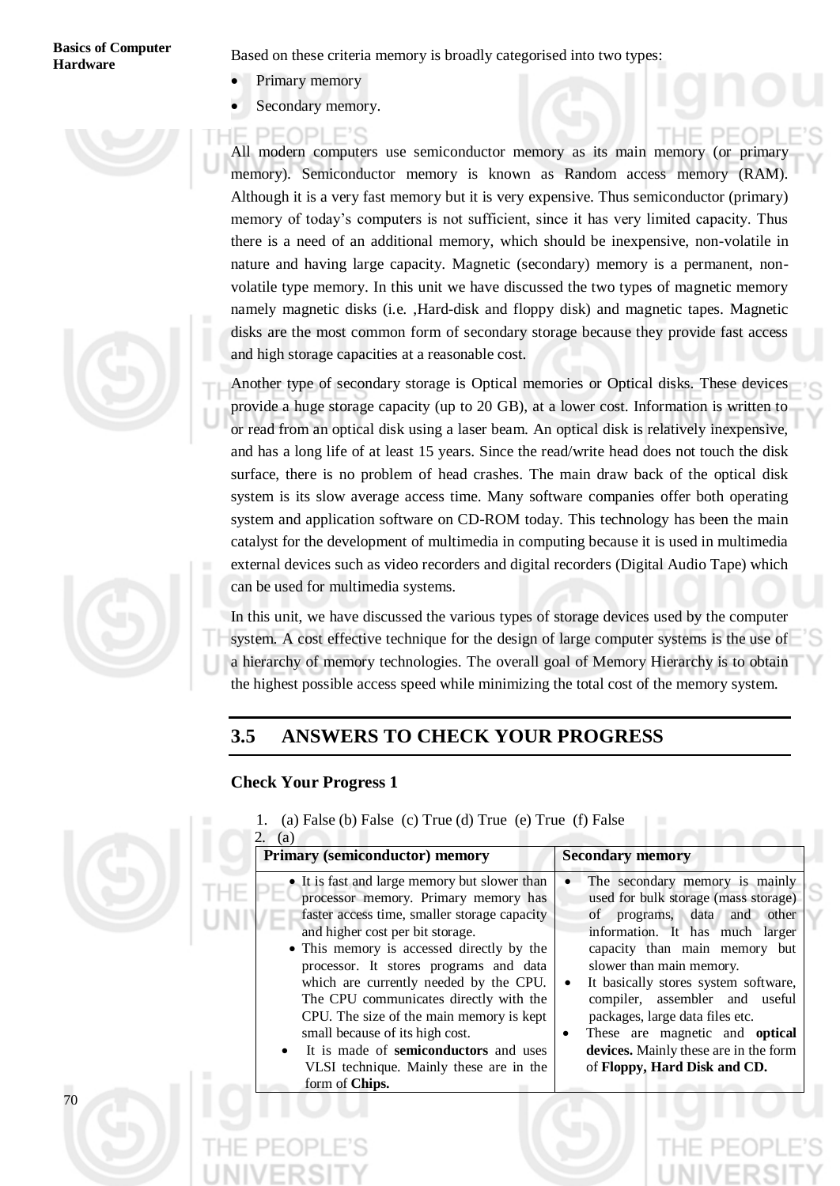Based on these criteria memory is broadly categorised into two types:

- Primary memory
- Secondary memory.

All modern computers use semiconductor memory as its main memory (or primary memory). Semiconductor memory is known as Random access memory (RAM). Although it is a very fast memory but it is very expensive. Thus semiconductor (primary) memory of today's computers is not sufficient, since it has very limited capacity. Thus there is a need of an additional memory, which should be inexpensive, non-volatile in nature and having large capacity. Magnetic (secondary) memory is a permanent, non-volatile type memory. In this unit we have discussed the two types of magnetic memory namely magnetic disks (i.e. ,Hard-disk and floppy disk) and magnetic tapes. Magnetic disks are the most common form of secondary storage because they provide fast access and high storage capacities at a reasonable cost.

Another type of secondary storage is Optical memories or Optical disks. These devices provide a huge storage capacity (up to 20 GB), at a lower cost. Information is written to or read from an optical disk using a laser beam. An optical disk is relatively inexpensive, and has a long life of at least 15 years. Since the read/write head does not touch the disk surface, there is no problem of head crashes. The main draw back of the optical disk system is its slow average access time. Many software companies offer both operating system and application software on CD-ROM today. This technology has been the main catalyst for the development of multimedia in computing because it is used in multimedia external devices such as video recorders and digital recorders (Digital Audio Tape) which can be used for multimedia systems.

In this unit, we have discussed the various types of storage devices used by the computer system. A cost effective technique for the design of large computer systems is the use of a hierarchy of memory technologies. The overall goal of Memory Hierarchy is to obtain the highest possible access speed while minimizing the total cost of the memory system.

## 3.5 ANSWERS TO CHECK YOUR PROGRESS

### Check Your Progress 1

1. (a) False (b) False (c) True (d) True (e) True (f) False
2. (a)

| Primary (semiconductor) memory | Secondary memory |
|---|---|
| • It is fast and large memory but slower than processor memory. Primary memory has faster access time, smaller storage capacity and higher cost per bit storage. <br> • This memory is accessed directly by the processor. It stores programs and data which are currently needed by the CPU. The CPU communicates directly with the CPU. The size of the main memory is kept small because of its high cost. <br> • It is made of **semiconductors** and uses VLSI technique. Mainly these are in the form of **Chips.** | • The secondary memory is mainly used for bulk storage (mass storage) of programs, data and other information. It has much larger capacity than main memory but slower than main memory. <br> • It basically stores system software, compiler, assembler and useful packages, large data files etc. <br> • These are magnetic and **optical devices.** Mainly these are in the form of **Floppy, Hard Disk and CD.** |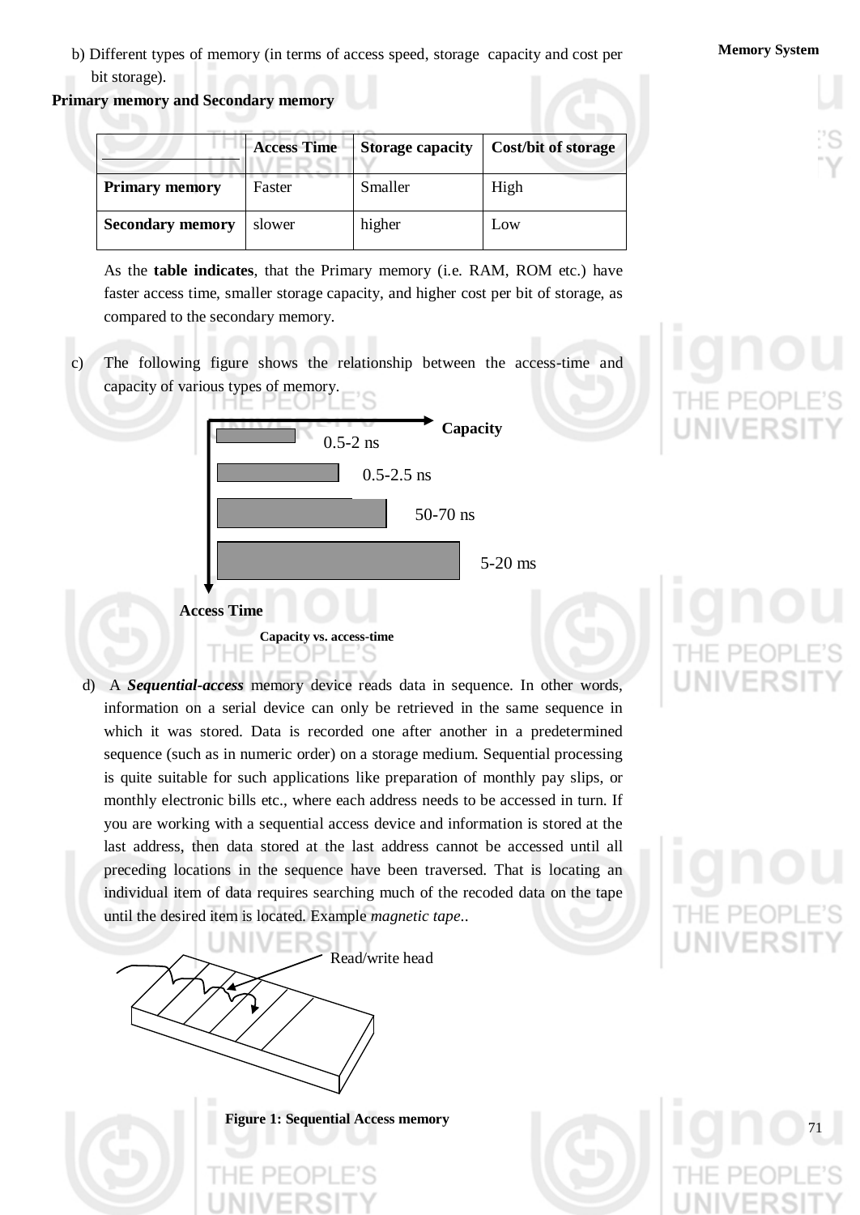b) Different types of memory (in terms of access speed, storage capacity and cost per bit storage).

**Primary memory and Secondary memory**

| | **Access Time** | **Storage capacity** | **Cost/bit of storage** |
|---|---|---|---|
| **Primary memory** | Faster | Smaller | High |
| **Secondary memory** | slower | higher | Low |

As the **table indicates**, that the Primary memory (i.e. RAM, ROM etc.) have faster access time, smaller storage capacity, and higher cost per bit of storage, as compared to the secondary memory.

c) The following figure shows the relationship between the access-time and capacity of various types of memory.

Capacity

0.5-2 ns

0.5-2.5 ns

50-70 ns

5-20 ms

Access Time

**Capacity vs. access-time**

d) A ***Sequential-access*** memory device reads data in sequence. In other words, information on a serial device can only be retrieved in the same sequence in which it was stored. Data is recorded one after another in a predetermined sequence (such as in numeric order) on a storage medium. Sequential processing is quite suitable for such applications like preparation of monthly pay slips, or monthly electronic bills etc., where each address needs to be accessed in turn. If you are working with a sequential access device and information is stored at the last address, then data stored at the last address cannot be accessed until all preceding locations in the sequence have been traversed. That is locating an individual item of data requires searching much of the recoded data on the tape until the desired item is located. Example *magnetic tape*..

Read/write head

**Figure 1: Sequential Access memory**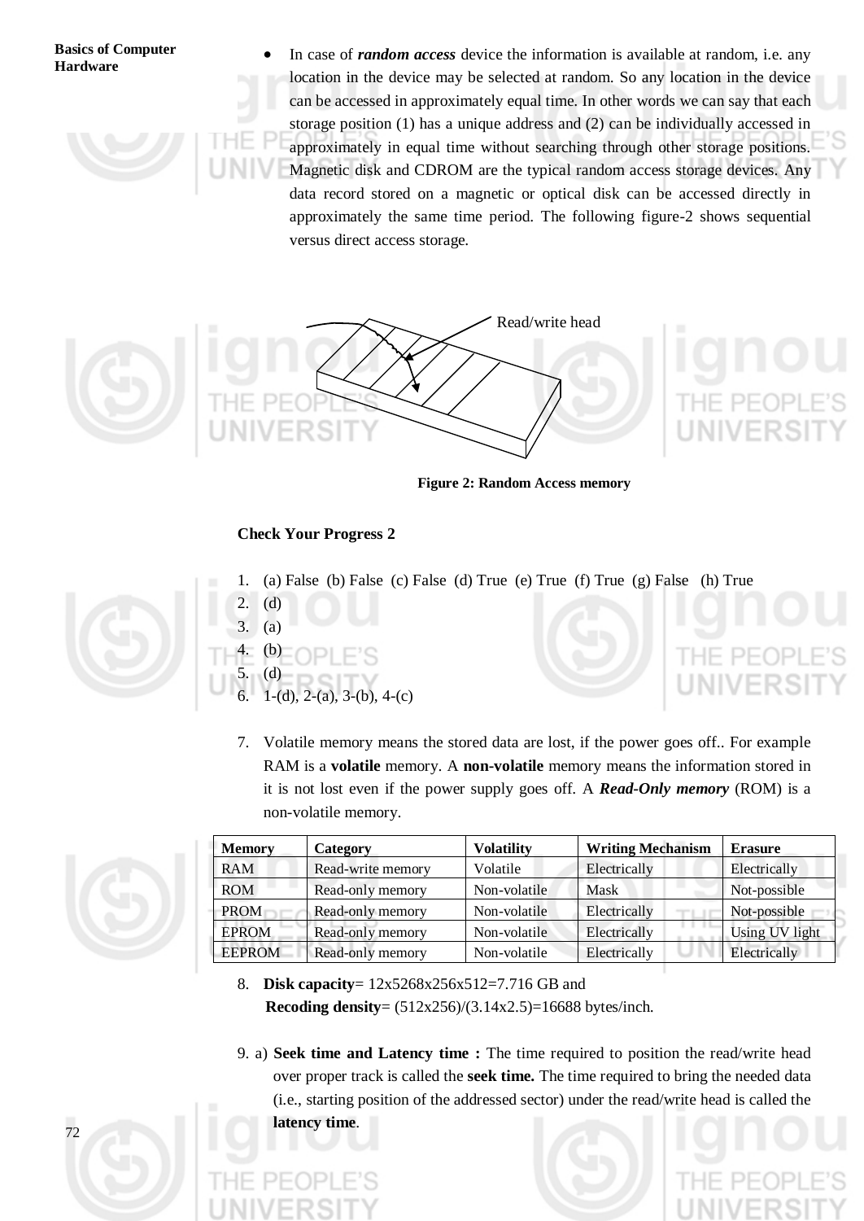- In case of ***random access*** device the information is available at random, i.e. any location in the device may be selected at random. So any location in the device can be accessed in approximately equal time. In other words we can say that each storage position (1) has a unique address and (2) can be individually accessed in approximately in equal time without searching through other storage positions. Magnetic disk and CDROM are the typical random access storage devices. Any data record stored on a magnetic or optical disk can be accessed directly in approximately the same time period. The following figure-2 shows sequential versus direct access storage.

Read/write head

**Figure 2: Random Access memory**

**Check Your Progress 2**

1. (a) False (b) False (c) False (d) True (e) True (f) True (g) False (h) True
2. (d)
3. (a)
4. (b)
5. (d)
6. 1-(d), 2-(a), 3-(b), 4-(c)
7. Volatile memory means the stored data are lost, if the power goes off.. For example RAM is a **volatile** memory. A **non-volatile** memory means the information stored in it is not lost even if the power supply goes off. A ***Read-Only memory*** (ROM) is a non-volatile memory.

| Memory | Category | Volatility | Writing Mechanism | Erasure |
|---|---|---|---|---|
| RAM | Read-write memory | Volatile | Electrically | Electrically |
| ROM | Read-only memory | Non-volatile | Mask | Not-possible |
| PROM | Read-only memory | Non-volatile | Electrically | Not-possible |
| EPROM | Read-only memory | Non-volatile | Electrically | Using UV light |
| EEPROM | Read-only memory | Non-volatile | Electrically | Electrically |

8. **Disk capacity**= 12x5268x256x512=7.716 GB and
   **Recoding density**= (512x256)/(3.14x2.5)=16688 bytes/inch.

9. a) **Seek time and Latency time :** The time required to position the read/write head over proper track is called the **seek time.** The time required to bring the needed data (i.e., starting position of the addressed sector) under the read/write head is called the **latency time**.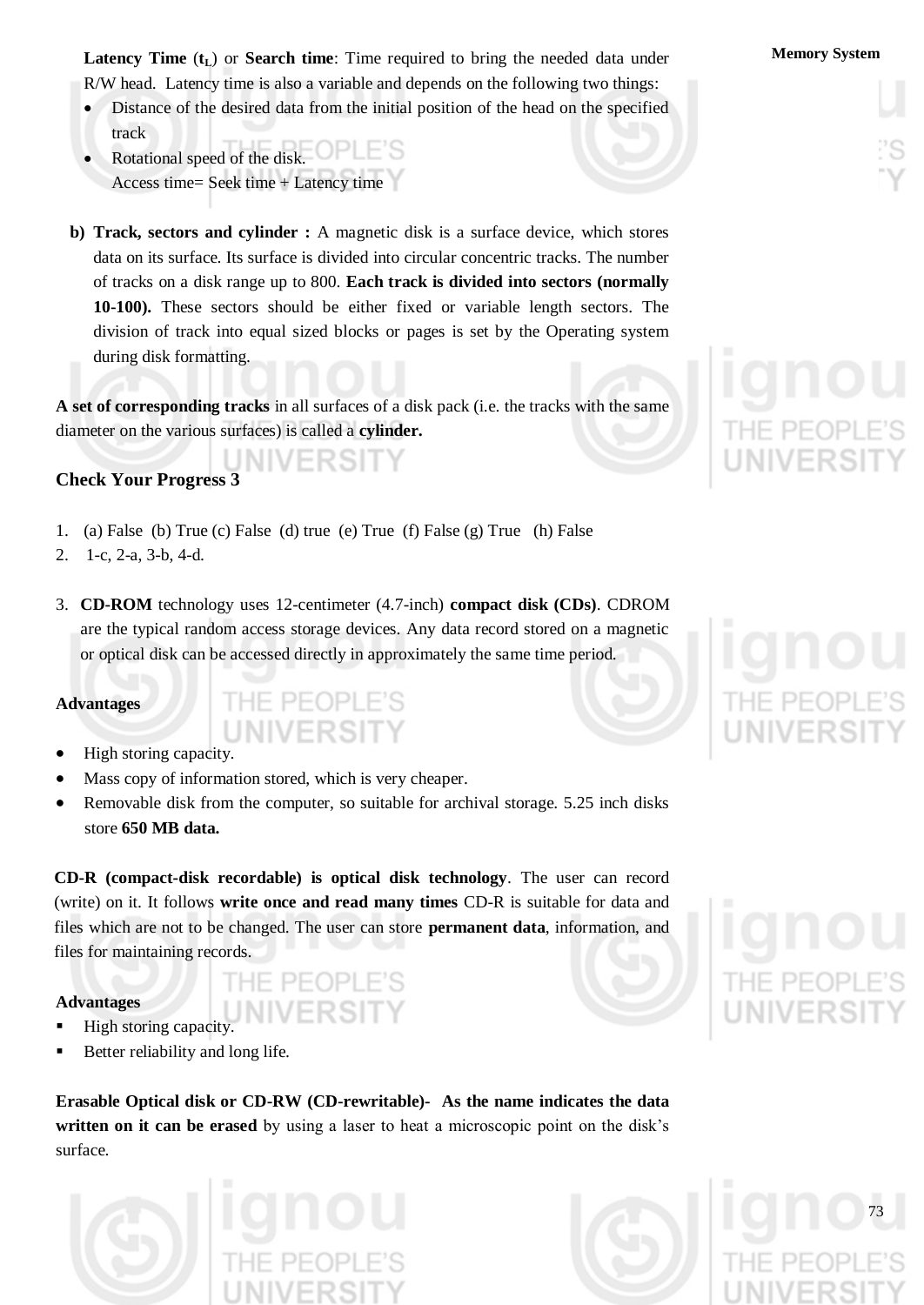**Latency Time** ($t_L$) or **Search time**: Time required to bring the needed data under R/W head. Latency time is also a variable and depends on the following two things:

- Distance of the desired data from the initial position of the head on the specified track
- Rotational speed of the disk.
  Access time= Seek time + Latency time

**b) Track, sectors and cylinder :** A magnetic disk is a surface device, which stores data on its surface. Its surface is divided into circular concentric tracks. The number of tracks on a disk range up to 800. **Each track is divided into sectors (normally 10-100).** These sectors should be either fixed or variable length sectors. The division of track into equal sized blocks or pages is set by the Operating system during disk formatting.

**A set of corresponding tracks** in all surfaces of a disk pack (i.e. the tracks with the same diameter on the various surfaces) is called a **cylinder.**

### Check Your Progress 3

1. (a) False (b) True (c) False (d) true (e) True (f) False (g) True (h) False
2. 1-c, 2-a, 3-b, 4-d.
3. **CD-ROM** technology uses 12-centimeter (4.7-inch) **compact disk (CDs)**. CDROM are the typical random access storage devices. Any data record stored on a magnetic or optical disk can be accessed directly in approximately the same time period.

**Advantages**

- High storing capacity.
- Mass copy of information stored, which is very cheaper.
- Removable disk from the computer, so suitable for archival storage. 5.25 inch disks store **650 MB data.**

**CD-R (compact-disk recordable) is optical disk technology**. The user can record (write) on it. It follows **write once and read many times** CD-R is suitable for data and files which are not to be changed. The user can store **permanent data**, information, and files for maintaining records.

**Advantages**

- High storing capacity.
- Better reliability and long life.

**Erasable Optical disk or CD-RW (CD-rewritable)- As the name indicates the data written on it can be erased** by using a laser to heat a microscopic point on the disk's surface.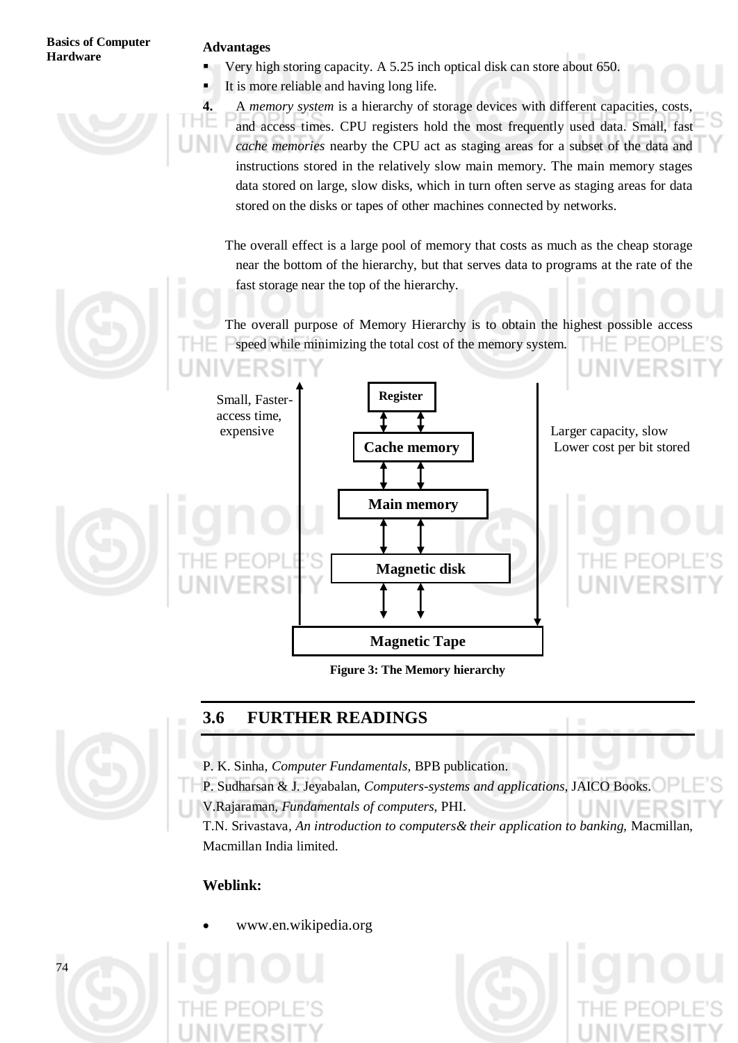**Advantages**

- Very high storing capacity. A 5.25 inch optical disk can store about 650.
- It is more reliable and having long life.

**4.** A *memory system* is a hierarchy of storage devices with different capacities, costs, and access times. CPU registers hold the most frequently used data. Small, fast *cache memories* nearby the CPU act as staging areas for a subset of the data and instructions stored in the relatively slow main memory. The main memory stages data stored on large, slow disks, which in turn often serve as staging areas for data stored on the disks or tapes of other machines connected by networks.

The overall effect is a large pool of memory that costs as much as the cheap storage near the bottom of the hierarchy, but that serves data to programs at the rate of the fast storage near the top of the hierarchy.

The overall purpose of Memory Hierarchy is to obtain the highest possible access speed while minimizing the total cost of the memory system.

Small, Faster-access time, expensive

Register

Cache memory

Main memory

Magnetic disk

Magnetic Tape

Larger capacity, slow
Lower cost per bit stored

**Figure 3: The Memory hierarchy**

## 3.6 FURTHER READINGS

P. K. Sinha, *Computer Fundamentals,* BPB publication.

P. Sudharsan & J. Jeyabalan, *Computers-systems and applications,* JAICO Books.

V.Rajaraman, *Fundamentals of computers*, PHI.

T.N. Srivastava*, An introduction to computers& their application to banking,* Macmillan, Macmillan India limited.

**Weblink:**

- www.en.wikipedia.org